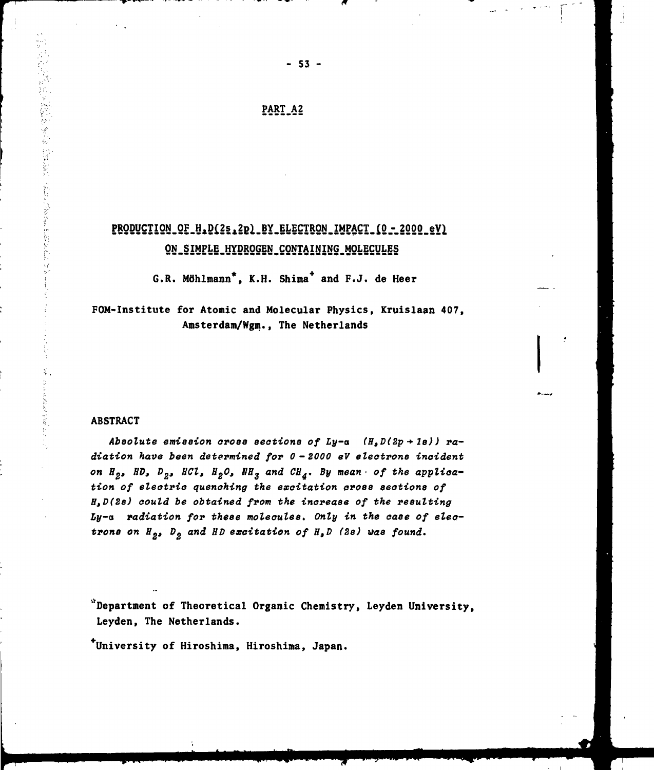## PART A2

# PRODUCTION OF H,D(2s,2p) BY ELECTRON IMPACT (0 - 2000 eV) ON SIMPLE HYDROGEN CONTAINING MOLECULES

**G.R. Möhlmann\*, K.H. Shima[+] and F.J. de Heer**

**FOM-Institute for Atomic and Molecular Physics, Kruislaan 407, Amsterdam/Wgm., The Netherlands**

## ABSTRACT

*Absolute emission cross sections of Ly-α (H,D(2p → 1s)) radiation have been determined for 0 - 2000 eV electrons incident on $H_2$, HD, $D_2$, HCl, $H_2O$, $NH_3$ and $CH_4$. By mean of the application of electric quenching the excitation cross sections of H,D(2s) could be obtained from the increase of the resulting Ly-α radiation for these molecules. Only in the case of electrons on $H_2$, $D_2$ and HD excitation of H,D (2s) was found.*

\*Department of Theoretical Organic Chemistry, Leyden University, Leyden, The Netherlands.

[+]University of Hiroshima, Hiroshima, Japan.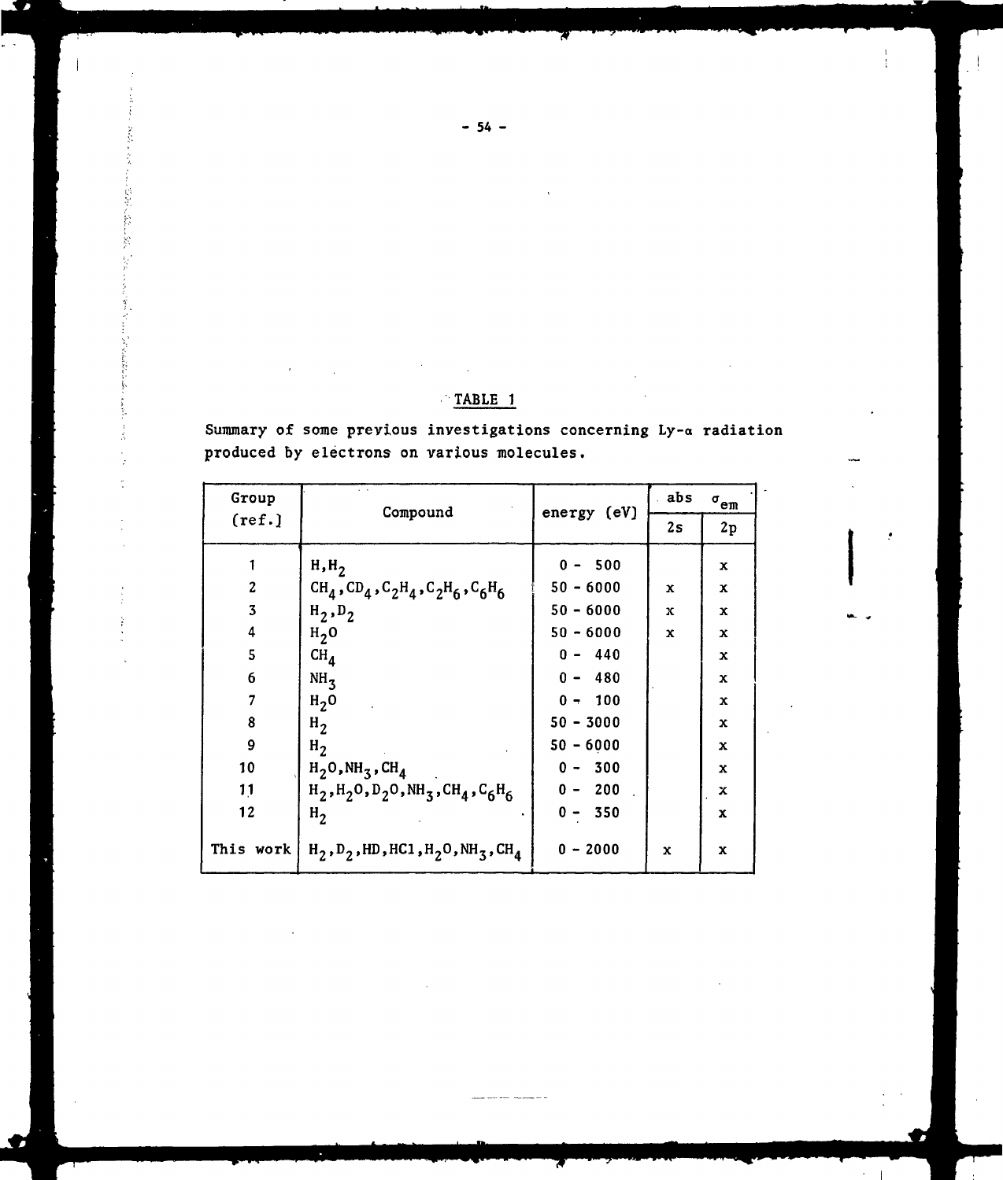## TABLE 1

Summary of some previous investigations concerning Ly-α radiation produced by electrons on various molecules.

| Group (ref.) | Compound | energy (eV) | abs $\sigma_{em}$ | |
|---|---|---|---|---|
| | | | 2s | 2p |
| 1 | $H, H_2$ | 0 - 500 | | x |
| 2 | $CH_4, CD_4, C_2H_4, C_2H_6, C_6H_6$ | 50 - 6000 | x | x |
| 3 | $H_2, D_2$ | 50 - 6000 | x | x |
| 4 | $H_2O$ | 50 - 6000 | x | x |
| 5 | $CH_4$ | 0 - 440 | | x |
| 6 | $NH_3$ | 0 - 480 | | x |
| 7 | $H_2O$ | 0 - 100 | | x |
| 8 | $H_2$ | 50 - 3000 | | x |
| 9 | $H_2$ | 50 - 6000 | | x |
| 10 | $H_2O, NH_3, CH_4$ | 0 - 300 | | x |
| 11 | $H_2, H_2O, D_2O, NH_3, CH_4, C_6H_6$ | 0 - 200 | | x |
| 12 | $H_2$ | 0 - 350 | | x |
| This work | $H_2, D_2, HD, HCl, H_2O, NH_3, CH_4$ | 0 - 2000 | x | x |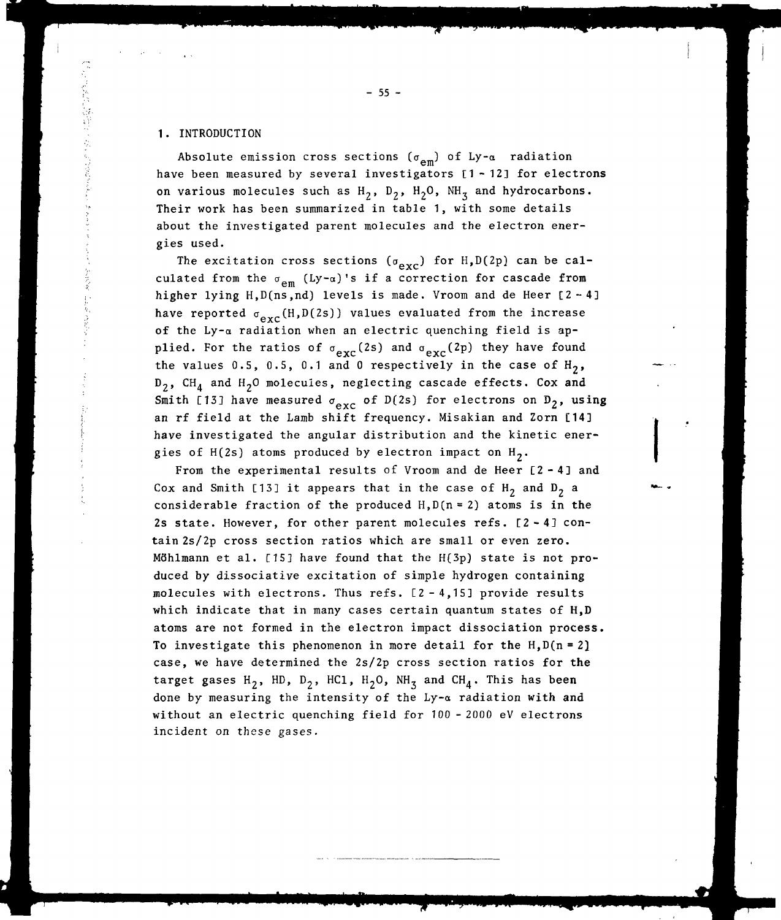## 1. INTRODUCTION

Absolute emission cross sections ($\sigma_{em}$) of Ly-$\alpha$ radiation have been measured by several investigators [1 - 12] for electrons on various molecules such as $H_2$, $D_2$, $H_2O$, $NH_3$ and hydrocarbons. Their work has been summarized in table 1, with some details about the investigated parent molecules and the electron energies used.

The excitation cross sections ($\sigma_{exc}$) for H,D(2p) can be calculated from the $\sigma_{em}$ (Ly-$\alpha$)'s if a correction for cascade from higher lying H,D(ns,nd) levels is made. Vroom and de Heer [2 - 4] have reported $\sigma_{exc}$(H,D(2s)) values evaluated from the increase of the Ly-$\alpha$ radiation when an electric quenching field is applied. For the ratios of $\sigma_{exc}$(2s) and $\sigma_{exc}$(2p) they have found the values 0.5, 0.5, 0.1 and 0 respectively in the case of $H_2$, $D_2$, $CH_4$ and $H_2O$ molecules, neglecting cascade effects. Cox and Smith [13] have measured $\sigma_{exc}$ of D(2s) for electrons on $D_2$, using an rf field at the Lamb shift frequency. Misakian and Zorn [14] have investigated the angular distribution and the kinetic energies of H(2s) atoms produced by electron impact on $H_2$.

From the experimental results of Vroom and de Heer [2 - 4] and Cox and Smith [13] it appears that in the case of $H_2$ and $D_2$ a considerable fraction of the produced H,D(n = 2) atoms is in the 2s state. However, for other parent molecules refs. [2 - 4] contain 2s/2p cross section ratios which are small or even zero. Möhlmann et al. [15] have found that the H(3p) state is not produced by dissociative excitation of simple hydrogen containing molecules with electrons. Thus refs. [2 - 4,15] provide results which indicate that in many cases certain quantum states of H,D atoms are not formed in the electron impact dissociation process. To investigate this phenomenon in more detail for the H,D(n = 2) case, we have determined the 2s/2p cross section ratios for the target gases $H_2$, HD, $D_2$, HCl, $H_2O$, $NH_3$ and $CH_4$. This has been done by measuring the intensity of the Ly-$\alpha$ radiation with and without an electric quenching field for 100 - 2000 eV electrons incident on these gases.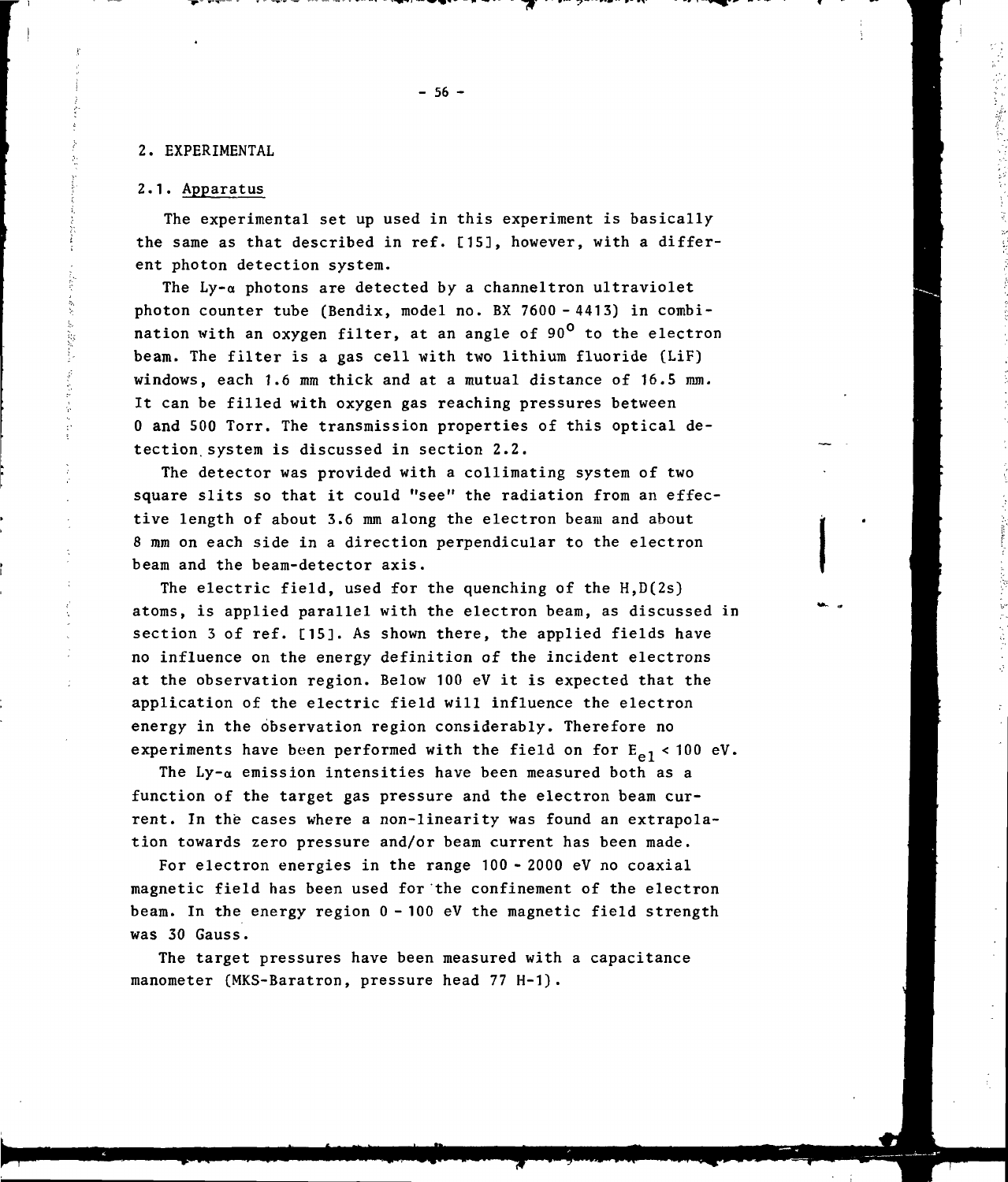## 2. EXPERIMENTAL

### 2.1. Apparatus

The experimental set up used in this experiment is basically the same as that described in ref. [15], however, with a different photon detection system.

The Ly-α photons are detected by a channeltron ultraviolet photon counter tube (Bendix, model no. BX 7600 - 4413) in combination with an oxygen filter, at an angle of 90° to the electron beam. The filter is a gas cell with two lithium fluoride (LiF) windows, each 1.6 mm thick and at a mutual distance of 16.5 mm. It can be filled with oxygen gas reaching pressures between 0 and 500 Torr. The transmission properties of this optical detection system is discussed in section 2.2.

The detector was provided with a collimating system of two square slits so that it could "see" the radiation from an effective length of about 3.6 mm along the electron beam and about 8 mm on each side in a direction perpendicular to the electron beam and the beam-detector axis.

The electric field, used for the quenching of the H,D(2s) atoms, is applied parallel with the electron beam, as discussed in section 3 of ref. [15]. As shown there, the applied fields have no influence on the energy definition of the incident electrons at the observation region. Below 100 eV it is expected that the application of the electric field will influence the electron energy in the observation region considerably. Therefore no experiments have been performed with the field on for $E_{el} < 100$ eV.

The Ly-α emission intensities have been measured both as a function of the target gas pressure and the electron beam current. In the cases where a non-linearity was found an extrapolation towards zero pressure and/or beam current has been made.

For electron energies in the range 100 - 2000 eV no coaxial magnetic field has been used for the confinement of the electron beam. In the energy region 0 - 100 eV the magnetic field strength was 30 Gauss.

The target pressures have been measured with a capacitance manometer (MKS-Baratron, pressure head 77 H-1).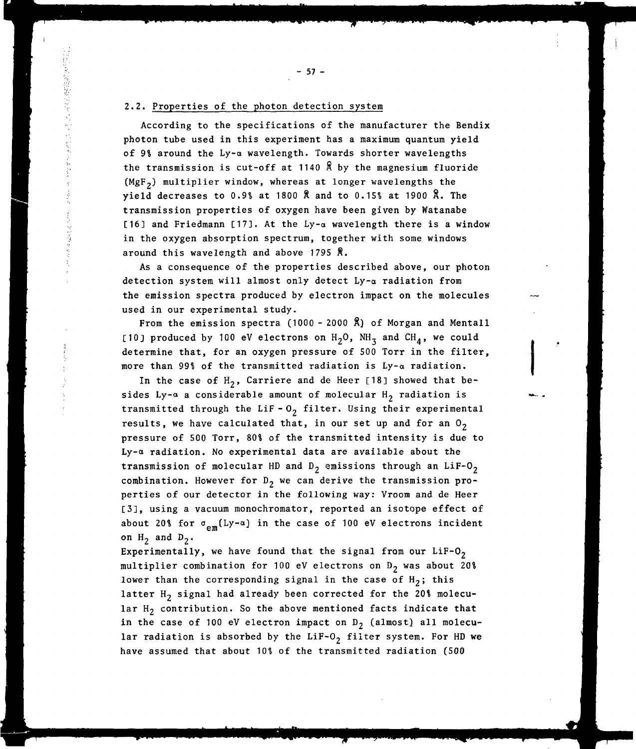## 2.2. Properties of the photon detection system

According to the specifications of the manufacturer the Bendix photon tube used in this experiment has a maximum quantum yield of 9% around the Ly-α wavelength. Towards shorter wavelengths the transmission is cut-off at 1140 Å by the magnesium fluoride ($MgF_2$) multiplier window, whereas at longer wavelengths the yield decreases to 0.9% at 1800 Å and to 0.15% at 1900 Å. The transmission properties of oxygen have been given by Watanabe [16] and Friedmann [17]. At the Ly-α wavelength there is a window in the oxygen absorption spectrum, together with some windows around this wavelength and above 1795 Å.

As a consequence of the properties described above, our photon detection system will almost only detect Ly-α radiation from the emission spectra produced by electron impact on the molecules used in our experimental study.

From the emission spectra (1000 - 2000 Å) of Morgan and Mentall [10] produced by 100 eV electrons on $H_2O$, $NH_3$ and $CH_4$, we could determine that, for an oxygen pressure of 500 Torr in the filter, more than 99% of the transmitted radiation is Ly-α radiation.

In the case of $H_2$, Carriere and de Heer [18] showed that besides Ly-α a considerable amount of molecular $H_2$ radiation is transmitted through the LiF - $O_2$ filter. Using their experimental results, we have calculated that, in our set up and for an $O_2$ pressure of 500 Torr, 80% of the transmitted intensity is due to Ly-α radiation. No experimental data are available about the transmission of molecular HD and $D_2$ emissions through an LiF-$O_2$ combination. However for $D_2$ we can derive the transmission properties of our detector in the following way: Vroom and de Heer [3], using a vacuum monochromator, reported an isotope effect of about 20% for $\sigma_{em}$(Ly-α) in the case of 100 eV electrons incident on $H_2$ and $D_2$.

Experimentally, we have found that the signal from our LiF-$O_2$ multiplier combination for 100 eV electrons on $D_2$ was about 20% lower than the corresponding signal in the case of $H_2$; this latter $H_2$ signal had already been corrected for the 20% molecular $H_2$ contribution. So the above mentioned facts indicate that in the case of 100 eV electron impact on $D_2$ (almost) all molecular radiation is absorbed by the LiF-$O_2$ filter system. For HD we have assumed that about 10% of the transmitted radiation (500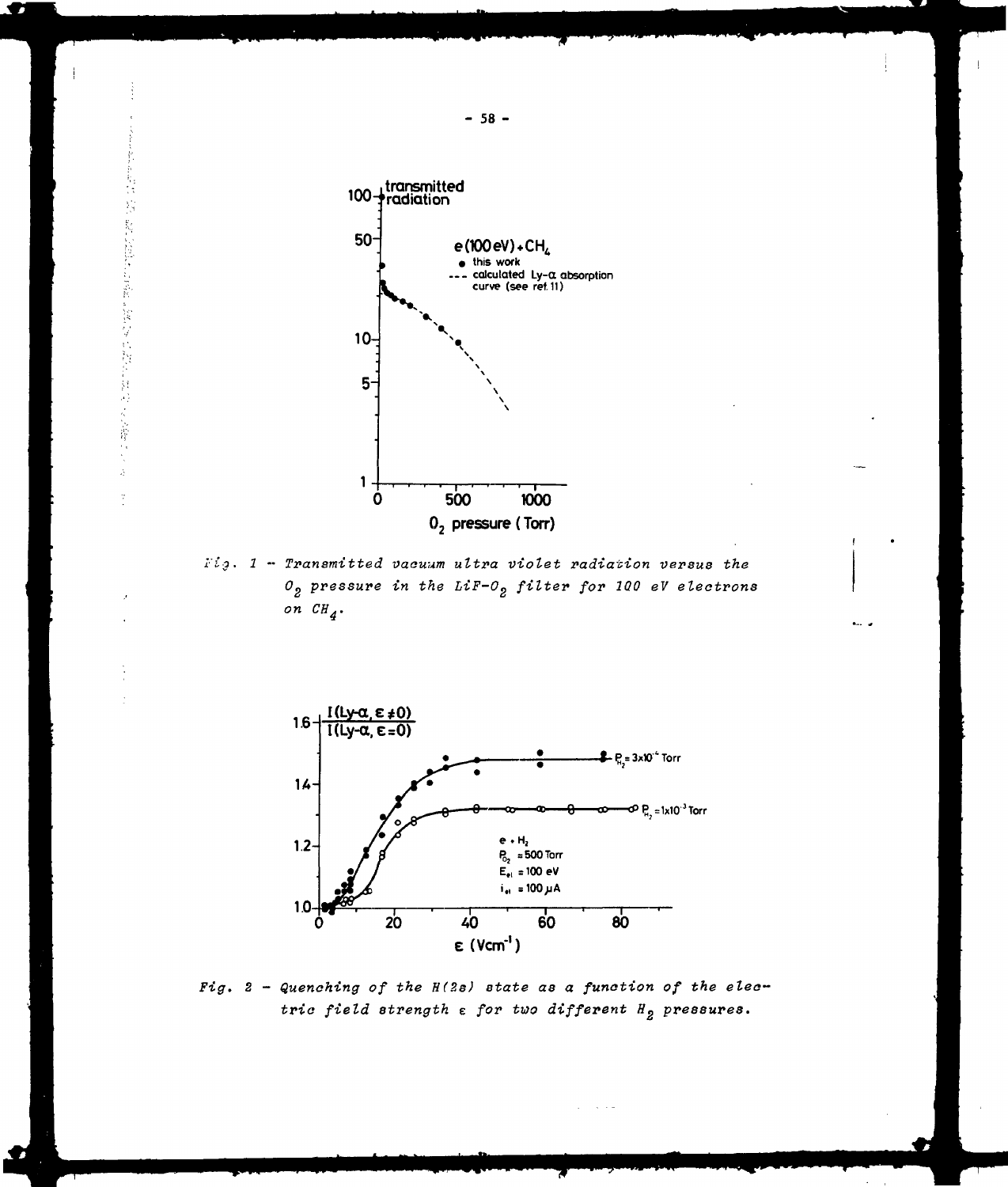Fig. 1 – *Transmitted vacuum ultra violet radiation versus the $O_2$ pressure in the LiF-$O_2$ filter for 100 eV electrons on $CH_4$.*

Fig. 2 – *Quenching of the H(2s) state as a function of the electric field strength $\varepsilon$ for two different $H_2$ pressures.*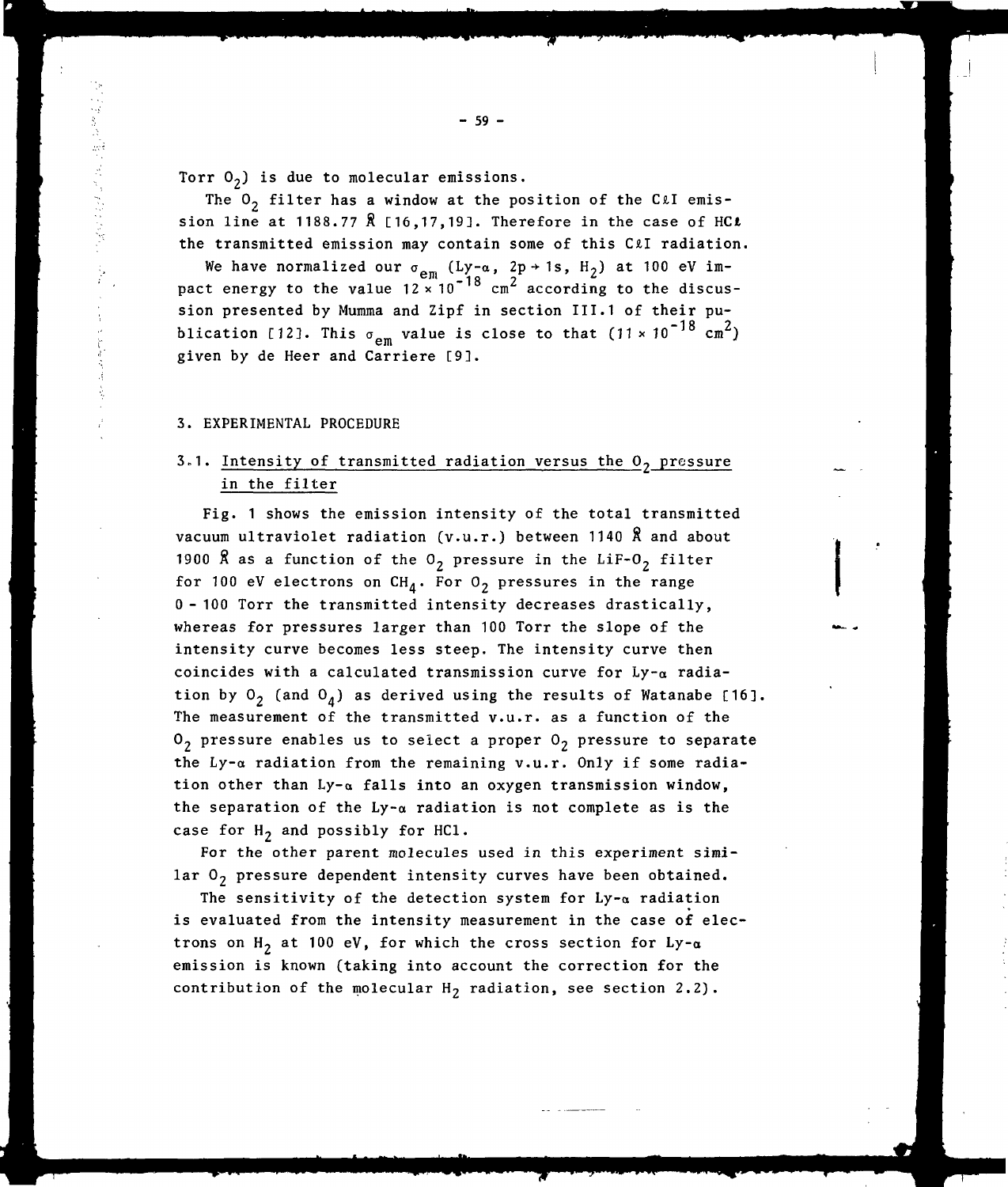Torr $O_2$) is due to molecular emissions.

The $O_2$ filter has a window at the position of the CℓI emission line at 1188.77 Å [16,17,19]. Therefore in the case of HCℓ the transmitted emission may contain some of this CℓI radiation.

We have normalized our $\sigma_{em}$ (Ly-α, 2p → 1s, $H_2$) at 100 eV impact energy to the value $12 \times 10^{-18}$ cm$^2$ according to the discussion presented by Mumma and Zipf in section III.1 of their publication [12]. This $\sigma_{em}$ value is close to that ($11 \times 10^{-18}$ cm$^2$) given by de Heer and Carriere [9].

## 3. EXPERIMENTAL PROCEDURE

### 3.1. Intensity of transmitted radiation versus the $O_2$ pressure in the filter

Fig. 1 shows the emission intensity of the total transmitted vacuum ultraviolet radiation (v.u.r.) between 1140 Å and about 1900 Å as a function of the $O_2$ pressure in the LiF-$O_2$ filter for 100 eV electrons on $CH_4$. For $O_2$ pressures in the range 0 - 100 Torr the transmitted intensity decreases drastically, whereas for pressures larger than 100 Torr the slope of the intensity curve becomes less steep. The intensity curve then coincides with a calculated transmission curve for Ly-α radiation by $O_2$ (and $O_4$) as derived using the results of Watanabe [16]. The measurement of the transmitted v.u.r. as a function of the $O_2$ pressure enables us to select a proper $O_2$ pressure to separate the Ly-α radiation from the remaining v.u.r. Only if some radiation other than Ly-α falls into an oxygen transmission window, the separation of the Ly-α radiation is not complete as is the case for $H_2$ and possibly for HCl.

For the other parent molecules used in this experiment similar $O_2$ pressure dependent intensity curves have been obtained.

The sensitivity of the detection system for Ly-α radiation is evaluated from the intensity measurement in the case of electrons on $H_2$ at 100 eV, for which the cross section for Ly-α emission is known (taking into account the correction for the contribution of the molecular $H_2$ radiation, see section 2.2).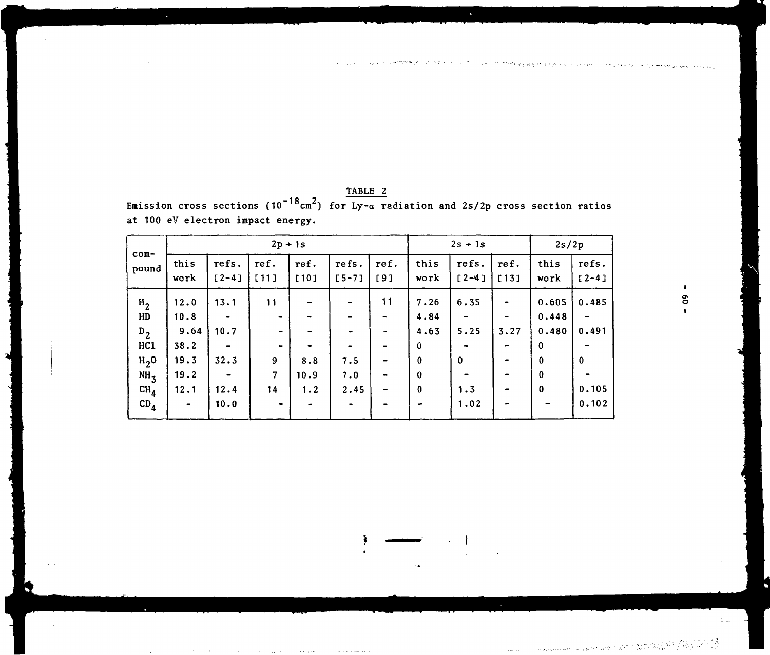TABLE 2

Emission cross sections ($10^{-18}cm^2$) for Ly-α radiation and 2s/2p cross section ratios at 100 eV electron impact energy.

| compound | 2p → 1s | | | | | | 2s → 1s | | | 2s/2p | |
|---|---|---|---|---|---|---|---|---|---|---|---|
| | this work | refs. [2-4] | ref. [11] | ref. [10] | refs. [5-7] | ref. [9] | this work | refs. [2-4] | ref. [13] | this work | refs. [2-4] |
| $H_2$ | 12.0 | 13.1 | 11 | - | - | 11 | 7.26 | 6.35 | - | 0.605 | 0.485 |
| HD | 10.8 | - | - | - | - | - | 4.84 | - | - | 0.448 | - |
| $D_2$ | 9.64 | 10.7 | - | - | - | - | 4.63 | 5.25 | 3.27 | 0.480 | 0.491 |
| HCl | 38.2 | - | - | - | - | - | 0 | - | - | 0 | - |
| $H_2O$ | 19.3 | 32.3 | 9 | 8.8 | 7.5 | - | 0 | 0 | - | 0 | 0 |
| $NH_3$ | 19.2 | - | 7 | 10.9 | 7.0 | - | 0 | - | - | 0 | - |
| $CH_4$ | 12.1 | 12.4 | 14 | 1.2 | 2.45 | - | 0 | 1.3 | - | 0 | 0.105 |
| $CD_4$ | - | 10.0 | - | - | - | - | - | 1.02 | - | - | 0.102 |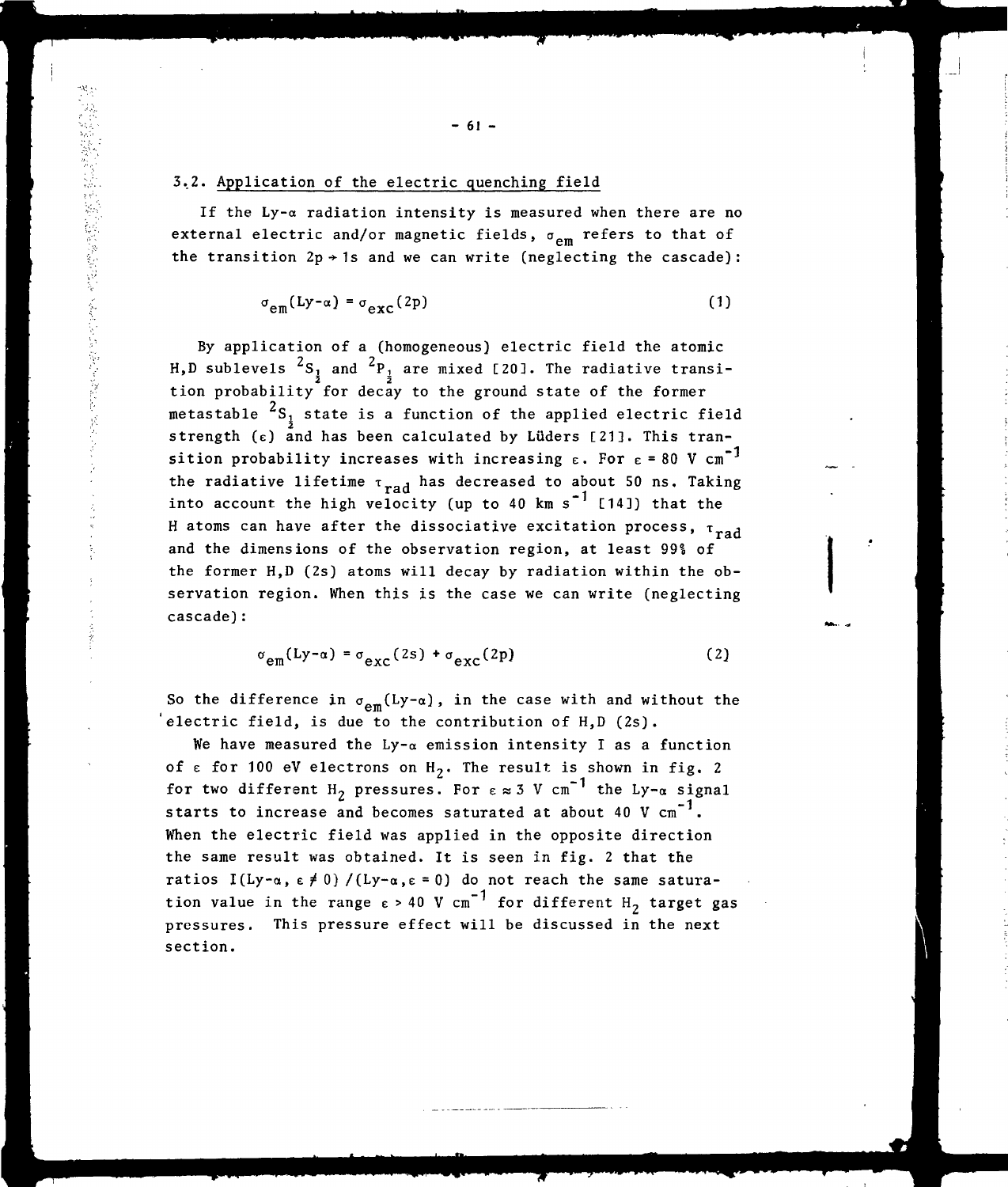## 3.2. Application of the electric quenching field

If the Ly-$\alpha$ radiation intensity is measured when there are no external electric and/or magnetic fields, $\sigma_{em}$ refers to that of the transition $2p \rightarrow 1s$ and we can write (neglecting the cascade):

$$\sigma_{em}(\text{Ly-}\alpha) = \sigma_{exc}(2p) \tag{1}$$

By application of a (homogeneous) electric field the atomic H,D sublevels $^2S_{\frac{1}{2}}$ and $^2P_{\frac{1}{2}}$ are mixed [20]. The radiative transition probability for decay to the ground state of the former metastable $^2S_{\frac{1}{2}}$ state is a function of the applied electric field strength ($\varepsilon$) and has been calculated by Lüders [21]. This transition probability increases with increasing $\varepsilon$. For $\varepsilon = 80$ V cm$^{-1}$ the radiative lifetime $\tau_{rad}$ has decreased to about 50 ns. Taking into account the high velocity (up to 40 km s$^{-1}$ [14]) that the H atoms can have after the dissociative excitation process, $\tau_{rad}$ and the dimensions of the observation region, at least 99% of the former H,D (2s) atoms will decay by radiation within the observation region. When this is the case we can write (neglecting cascade):

$$\sigma_{em}(\text{Ly-}\alpha) = \sigma_{exc}(2s) + \sigma_{exc}(2p) \tag{2}$$

So the difference in $\sigma_{em}(\text{Ly-}\alpha)$, in the case with and without the electric field, is due to the contribution of H,D (2s).

We have measured the Ly-$\alpha$ emission intensity I as a function of $\varepsilon$ for 100 eV electrons on $H_2$. The result is shown in fig. 2 for two different $H_2$ pressures. For $\varepsilon \approx 3$ V cm$^{-1}$ the Ly-$\alpha$ signal starts to increase and becomes saturated at about 40 V cm$^{-1}$. When the electric field was applied in the opposite direction the same result was obtained. It is seen in fig. 2 that the ratios $I(\text{Ly-}\alpha, \varepsilon \neq 0)/(\text{Ly-}\alpha, \varepsilon = 0)$ do not reach the same saturation value in the range $\varepsilon > 40$ V cm$^{-1}$ for different $H_2$ target gas pressures. This pressure effect will be discussed in the next section.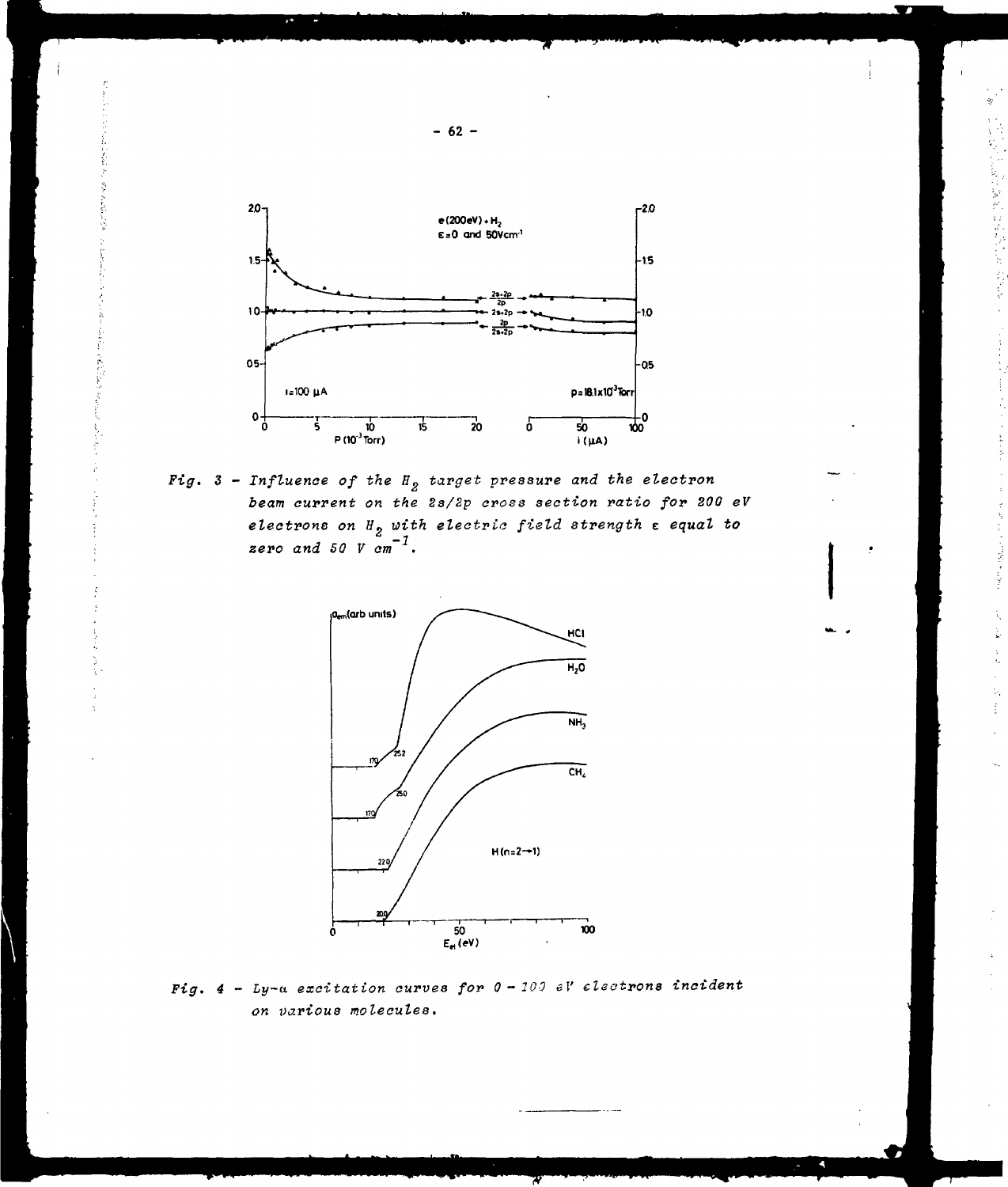*Fig. 3 - Influence of the $H_2$ target pressure and the electron beam current on the 2s/2p cross section ratio for 200 eV electrons on $H_2$ with electric field strength $\varepsilon$ equal to zero and 50 V $cm^{-1}$.*

*Fig. 4 - Ly-α excitation curves for 0 - 100 eV electrons incident on various molecules.*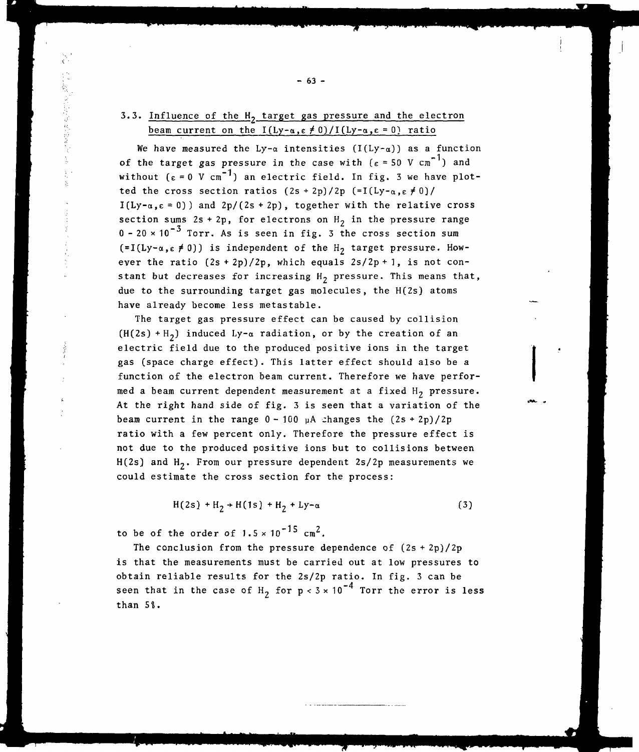### 3.3. Influence of the $H_2$ target gas pressure and the electron beam current on the $I(Ly\text{-}\alpha, \epsilon \neq 0)/I(Ly\text{-}\alpha, \epsilon = 0)$ ratio

We have measured the Ly-α intensities ($I(Ly\text{-}\alpha)$) as a function of the target gas pressure in the case with ($\epsilon = 50$ V cm$^{-1}$) and without ($\epsilon = 0$ V cm$^{-1}$) an electric field. In fig. 3 we have plotted the cross section ratios $(2s + 2p)/2p$ $(= I(Ly\text{-}\alpha, \epsilon \neq 0)/I(Ly\text{-}\alpha, \epsilon = 0))$ and $2p/(2s + 2p)$, together with the relative cross section sums $2s + 2p$, for electrons on $H_2$ in the pressure range $0 - 20 \times 10^{-3}$ Torr. As is seen in fig. 3 the cross section sum $(= I(Ly\text{-}\alpha, \epsilon \neq 0))$ is independent of the $H_2$ target pressure. However the ratio $(2s + 2p)/2p$, which equals $2s/2p + 1$, is not constant but decreases for increasing $H_2$ pressure. This means that, due to the surrounding target gas molecules, the H(2s) atoms have already become less metastable.

The target gas pressure effect can be caused by collision $(H(2s) + H_2)$ induced Ly-α radiation, or by the creation of an electric field due to the produced positive ions in the target gas (space charge effect). This latter effect should also be a function of the electron beam current. Therefore we have performed a beam current dependent measurement at a fixed $H_2$ pressure. At the right hand side of fig. 3 is seen that a variation of the beam current in the range $0 - 100$ μA changes the $(2s + 2p)/2p$ ratio with a few percent only. Therefore the pressure effect is not due to the produced positive ions but to collisions between H(2s) and $H_2$. From our pressure dependent $2s/2p$ measurements we could estimate the cross section for the process:

$$H(2s) + H_2 \rightarrow H(1s) + H_2 + Ly\text{-}\alpha \qquad (3)$$

to be of the order of $1.5 \times 10^{-15}$ cm$^2$.

The conclusion from the pressure dependence of $(2s + 2p)/2p$ is that the measurements must be carried out at low pressures to obtain reliable results for the $2s/2p$ ratio. In fig. 3 can be seen that in the case of $H_2$ for $p < 3 \times 10^{-4}$ Torr the error is less than 5%.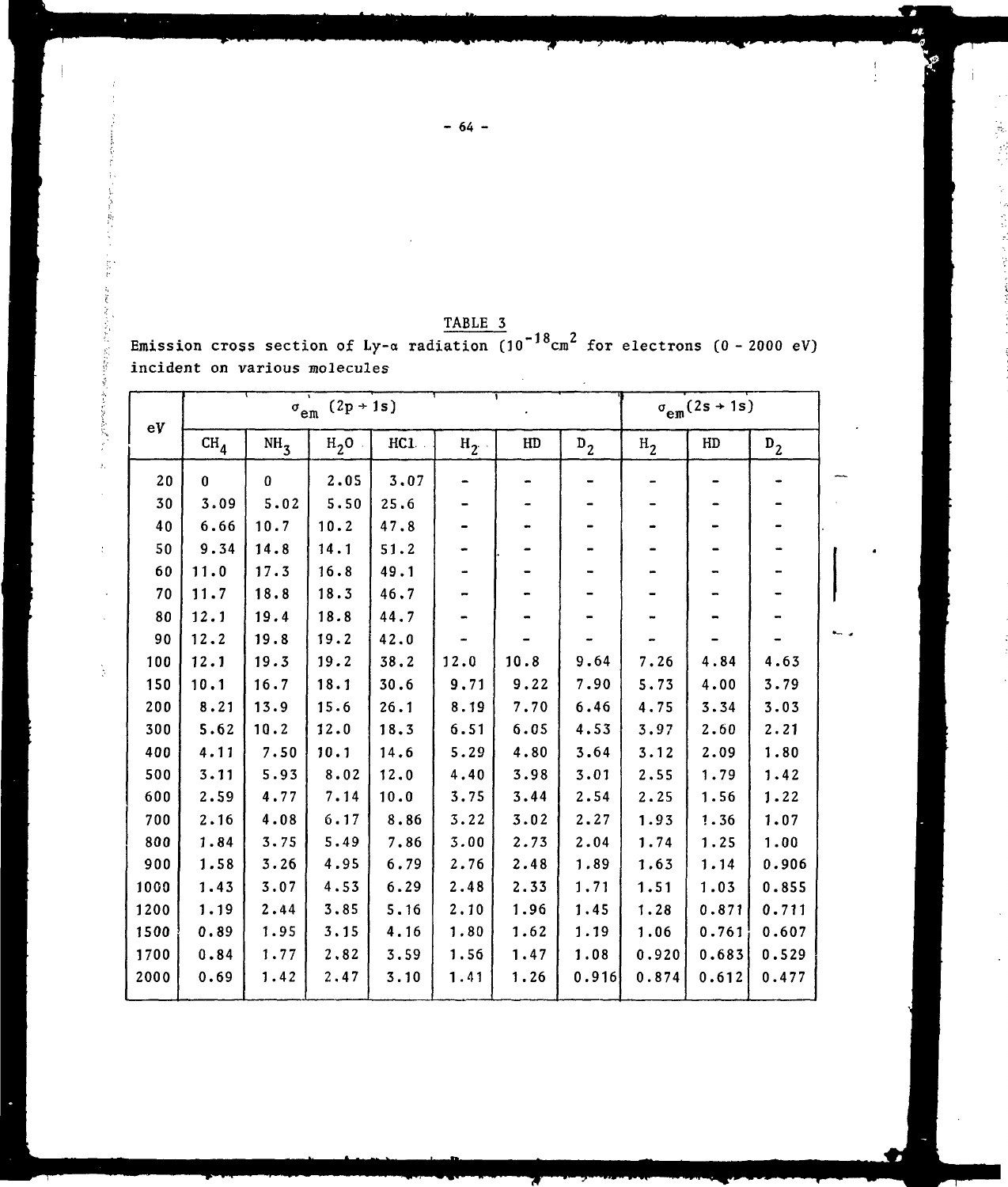TABLE 3

Emission cross section of Ly-α radiation ($10^{-18}$cm$^2$ for electrons (0 - 2000 eV) incident on various molecules

| eV | $\sigma_{em}$ (2p → 1s) | | | | | | | $\sigma_{em}$(2s → 1s) | | |
|---|---|---|---|---|---|---|---|---|---|---|
| | $CH_4$ | $NH_3$ | $H_2O$ | HCl | $H_2$ | HD | $D_2$ | $H_2$ | HD | $D_2$ |
| 20 | 0 | 0 | 2.05 | 3.07 | - | - | - | - | - | - |
| 30 | 3.09 | 5.02 | 5.50 | 25.6 | - | - | - | - | - | - |
| 40 | 6.66 | 10.7 | 10.2 | 47.8 | - | - | - | - | - | - |
| 50 | 9.34 | 14.8 | 14.1 | 51.2 | - | - | - | - | - | - |
| 60 | 11.0 | 17.3 | 16.8 | 49.1 | - | - | - | - | - | - |
| 70 | 11.7 | 18.8 | 18.3 | 46.7 | - | - | - | - | - | - |
| 80 | 12.1 | 19.4 | 18.8 | 44.7 | - | - | - | - | - | - |
| 90 | 12.2 | 19.8 | 19.2 | 42.0 | - | - | - | - | - | - |
| 100 | 12.1 | 19.3 | 19.2 | 38.2 | 12.0 | 10.8 | 9.64 | 7.26 | 4.84 | 4.63 |
| 150 | 10.1 | 16.7 | 18.1 | 30.6 | 9.71 | 9.22 | 7.90 | 5.73 | 4.00 | 3.79 |
| 200 | 8.21 | 13.9 | 15.6 | 26.1 | 8.19 | 7.70 | 6.46 | 4.75 | 3.34 | 3.03 |
| 300 | 5.62 | 10.2 | 12.0 | 18.3 | 6.51 | 6.05 | 4.53 | 3.97 | 2.60 | 2.21 |
| 400 | 4.11 | 7.50 | 10.1 | 14.6 | 5.29 | 4.80 | 3.64 | 3.12 | 2.09 | 1.80 |
| 500 | 3.11 | 5.93 | 8.02 | 12.0 | 4.40 | 3.98 | 3.01 | 2.55 | 1.79 | 1.42 |
| 600 | 2.59 | 4.77 | 7.14 | 10.0 | 3.75 | 3.44 | 2.54 | 2.25 | 1.56 | 1.22 |
| 700 | 2.16 | 4.08 | 6.17 | 8.86 | 3.22 | 3.02 | 2.27 | 1.93 | 1.36 | 1.07 |
| 800 | 1.84 | 3.75 | 5.49 | 7.86 | 3.00 | 2.73 | 2.04 | 1.74 | 1.25 | 1.00 |
| 900 | 1.58 | 3.26 | 4.95 | 6.79 | 2.76 | 2.48 | 1.89 | 1.63 | 1.14 | 0.906 |
| 1000 | 1.43 | 3.07 | 4.53 | 6.29 | 2.48 | 2.33 | 1.71 | 1.51 | 1.03 | 0.855 |
| 1200 | 1.19 | 2.44 | 3.85 | 5.16 | 2.10 | 1.96 | 1.45 | 1.28 | 0.871 | 0.711 |
| 1500 | 0.89 | 1.95 | 3.15 | 4.16 | 1.80 | 1.62 | 1.19 | 1.06 | 0.761 | 0.607 |
| 1700 | 0.84 | 1.77 | 2.82 | 3.59 | 1.56 | 1.47 | 1.08 | 0.920 | 0.683 | 0.529 |
| 2000 | 0.69 | 1.42 | 2.47 | 3.10 | 1.41 | 1.26 | 0.916 | 0.874 | 0.612 | 0.477 |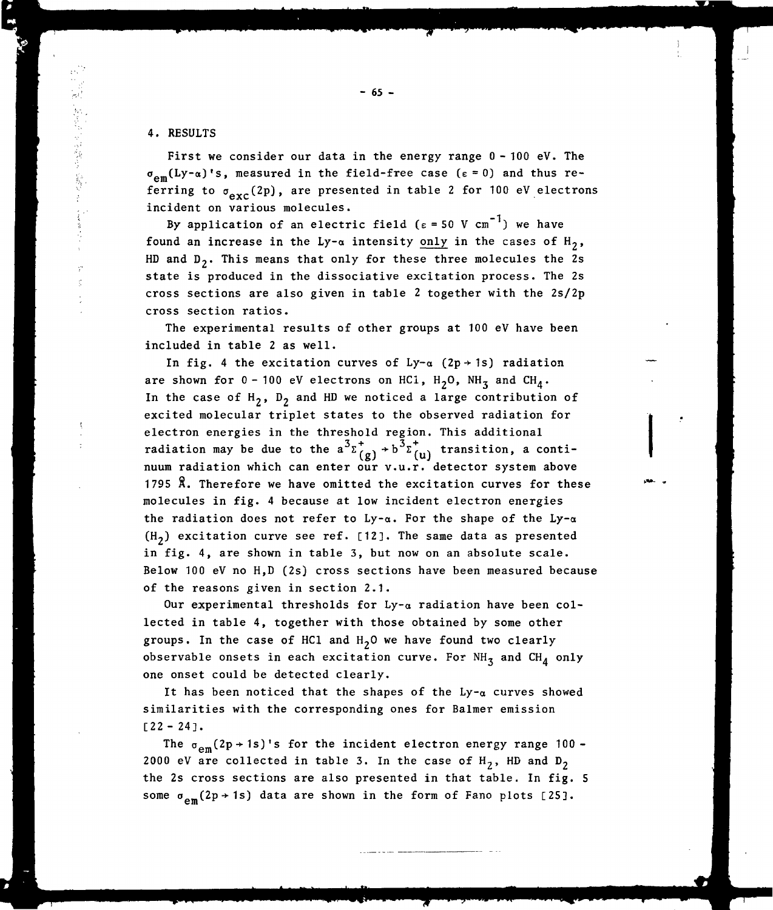## 4. RESULTS

First we consider our data in the energy range 0 - 100 eV. The $\sigma_{em}$(Ly-$\alpha$)'s, measured in the field-free case ($\varepsilon = 0$) and thus referring to $\sigma_{exc}$(2p), are presented in table 2 for 100 eV electrons incident on various molecules.

By application of an electric field ($\varepsilon = 50$ V cm$^{-1}$) we have found an increase in the Ly-$\alpha$ intensity <u>only</u> in the cases of $H_2$, HD and $D_2$. This means that only for these three molecules the 2s state is produced in the dissociative excitation process. The 2s cross sections are also given in table 2 together with the 2s/2p cross section ratios.

The experimental results of other groups at 100 eV have been included in table 2 as well.

In fig. 4 the excitation curves of Ly-$\alpha$ (2p $\rightarrow$ 1s) radiation are shown for 0 - 100 eV electrons on HCl, $H_2O$, $NH_3$ and $CH_4$. In the case of $H_2$, $D_2$ and HD we noticed a large contribution of excited molecular triplet states to the observed radiation for electron energies in the threshold region. This additional radiation may be due to the $a^3\Sigma^+_{(g)} \rightarrow b^3\Sigma^+_{(u)}$ transition, a continuum radiation which can enter our v.u.r. detector system above 1795 Å. Therefore we have omitted the excitation curves for these molecules in fig. 4 because at low incident electron energies the radiation does not refer to Ly-$\alpha$. For the shape of the Ly-$\alpha$ ($H_2$) excitation curve see ref. [12]. The same data as presented in fig. 4, are shown in table 3, but now on an absolute scale. Below 100 eV no H,D (2s) cross sections have been measured because of the reasons given in section 2.1.

Our experimental thresholds for Ly-$\alpha$ radiation have been collected in table 4, together with those obtained by some other groups. In the case of HCl and $H_2O$ we have found two clearly observable onsets in each excitation curve. For $NH_3$ and $CH_4$ only one onset could be detected clearly.

It has been noticed that the shapes of the Ly-$\alpha$ curves showed similarities with the corresponding ones for Balmer emission [22 - 24].

The $\sigma_{em}$(2p $\rightarrow$ 1s)'s for the incident electron energy range 100 - 2000 eV are collected in table 3. In the case of $H_2$, HD and $D_2$ the 2s cross sections are also presented in that table. In fig. 5 some $\sigma_{em}$(2p $\rightarrow$ 1s) data are shown in the form of Fano plots [25].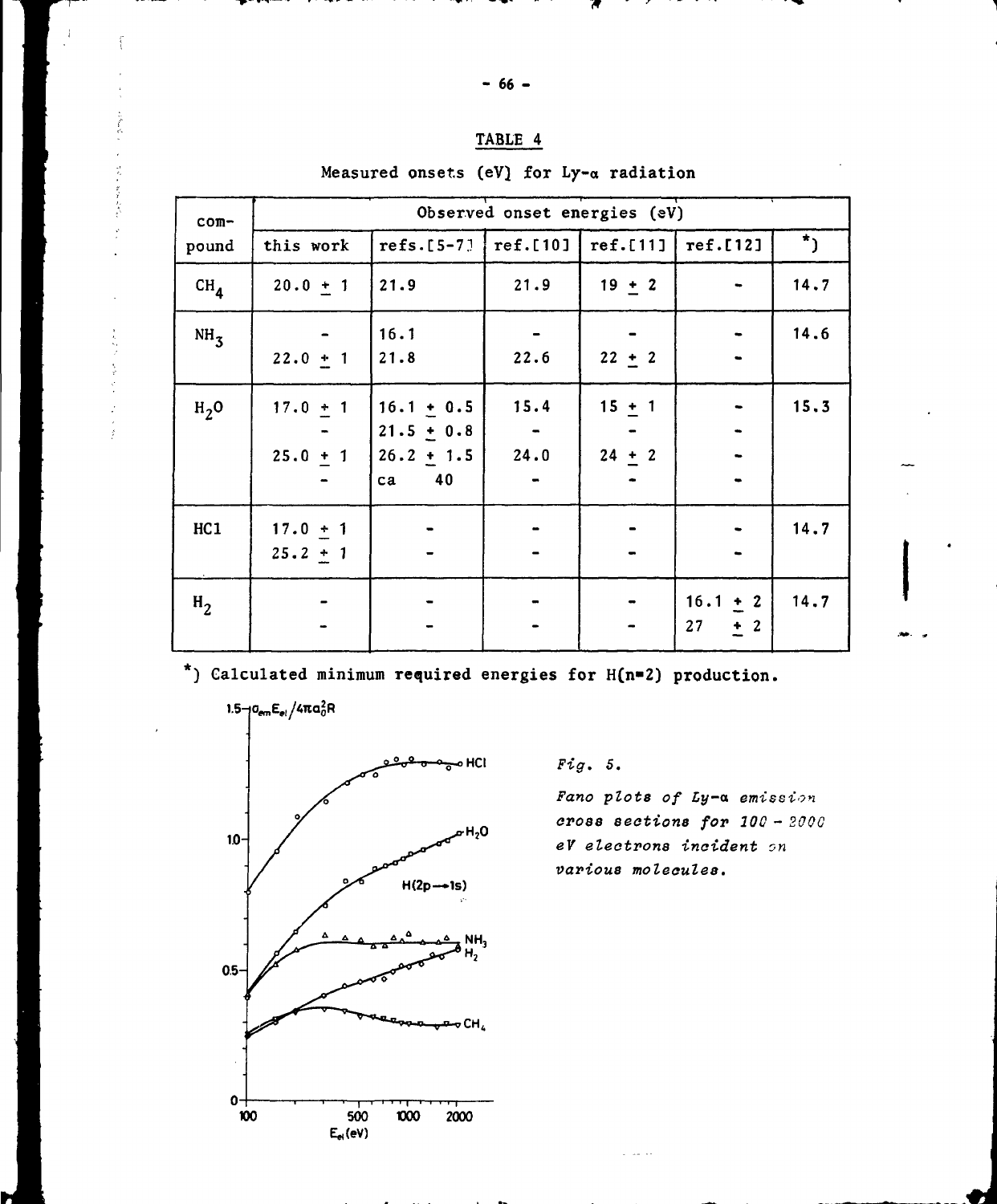## TABLE 4

Measured onsets (eV) for Ly-α radiation

| compound | Observed onset energies (eV) | | | | | |
|---|---|---|---|---|---|---|
| | this work | refs.[5-7] | ref.[10] | ref.[11] | ref.[12] | *) |
| $CH_4$ | 20.0 ± 1 | 21.9 | 21.9 | 19 ± 2 | - | 14.7 |
| $NH_3$ | - | 16.1 | - | - | - | 14.6 |
| | 22.0 ± 1 | 21.8 | 22.6 | 22 ± 2 | - | |
| $H_2O$ | 17.0 ± 1 | 16.1 ± 0.5 | 15.4 | 15 ± 1 | - | 15.3 |
| | - | 21.5 ± 0.8 | - | - | - | |
| | 25.0 ± 1 | 26.2 ± 1.5 | 24.0 | 24 ± 2 | - | |
| | - | ca 40 | - | - | - | |
| HCl | 17.0 ± 1 | - | - | - | - | 14.7 |
| | 25.2 ± 1 | - | - | - | - | |
| $H_2$ | - | - | - | - | 16.1 ± 2 | 14.7 |
| | - | - | - | - | 27 ± 2 | |

*) Calculated minimum required energies for H(n=2) production.

*Fig. 5.*

*Fano plots of Ly-α emission cross sections for 100 - 2000 eV electrons incident on various molecules.*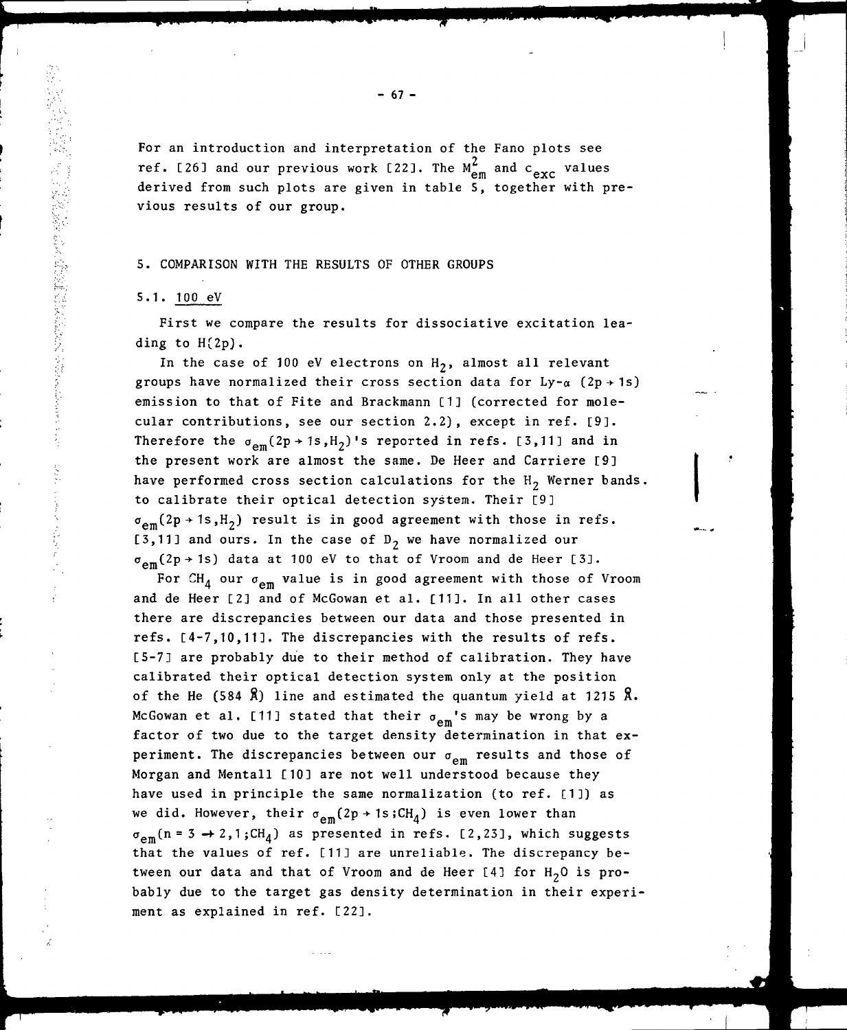For an introduction and interpretation of the Fano plots see ref. [26] and our previous work [22]. The $M_{em}^2$ and $c_{exc}$ values derived from such plots are given in table 5, together with previous results of our group.

## 5. COMPARISON WITH THE RESULTS OF OTHER GROUPS

### 5.1. 100 eV

First we compare the results for dissociative excitation leading to H(2p).

In the case of 100 eV electrons on $H_2$, almost all relevant groups have normalized their cross section data for Ly-$\alpha$ ($2p \rightarrow 1s$) emission to that of Fite and Brackmann [1] (corrected for molecular contributions, see our section 2.2), except in ref. [9]. Therefore the $\sigma_{em}(2p \rightarrow 1s, H_2)$'s reported in refs. [3,11] and in the present work are almost the same. De Heer and Carriere [9] have performed cross section calculations for the $H_2$ Werner bands to calibrate their optical detection system. Their [9] $\sigma_{em}(2p \rightarrow 1s, H_2)$ result is in good agreement with those in refs. [3,11] and ours. In the case of $D_2$ we have normalized our $\sigma_{em}(2p \rightarrow 1s)$ data at 100 eV to that of Vroom and de Heer [3].

For $CH_4$ our $\sigma_{em}$ value is in good agreement with those of Vroom and de Heer [2] and of McGowan et al. [11]. In all other cases there are discrepancies between our data and those presented in refs. [4-7,10,11]. The discrepancies with the results of refs. [5-7] are probably due to their method of calibration. They have calibrated their optical detection system only at the position of the He (584 Å) line and estimated the quantum yield at 1215 Å. McGowan et al. [11] stated that their $\sigma_{em}$'s may be wrong by a factor of two due to the target density determination in that experiment. The discrepancies between our $\sigma_{em}$ results and those of Morgan and Mentall [10] are not well understood because they have used in principle the same normalization (to ref. [1]) as we did. However, their $\sigma_{em}(2p \rightarrow 1s; CH_4)$ is even lower than $\sigma_{em}(n = 3 \rightarrow 2,1; CH_4)$ as presented in refs. [2,23], which suggests that the values of ref. [11] are unreliable. The discrepancy between our data and that of Vroom and de Heer [4] for $H_2O$ is probably due to the target gas density determination in their experiment as explained in ref. [22].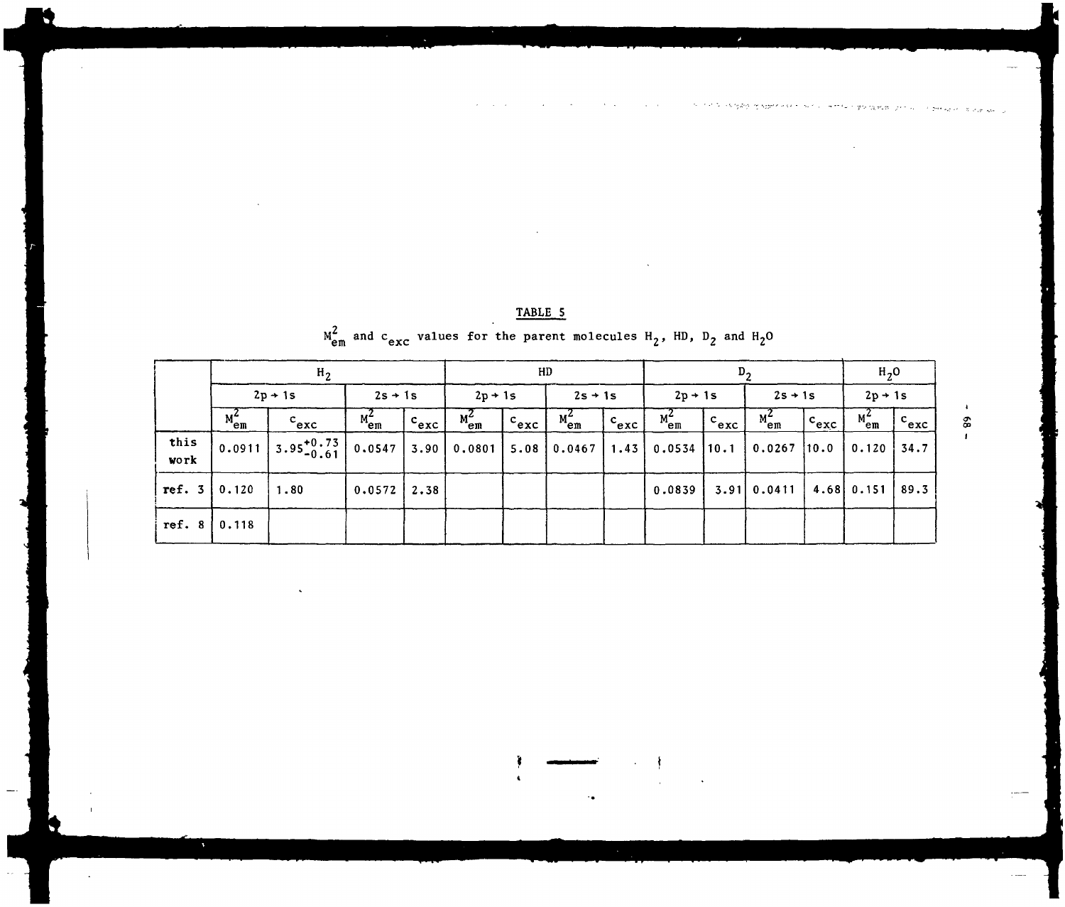TABLE 5

$M^2_{em}$ and $c_{exc}$ values for the parent molecules $H_2$, HD, $D_2$ and $H_2O$

| | $H_2$ | | | | HD | | | | $D_2$ | | | | $H_2O$ | |
|---|---|---|---|---|---|---|---|---|---|---|---|---|---|---|
| | $2p \rightarrow 1s$ | | $2s \rightarrow 1s$ | | $2p \rightarrow 1s$ | | $2s \rightarrow 1s$ | | $2p \rightarrow 1s$ | | $2s \rightarrow 1s$ | | $2p \rightarrow 1s$ | |
| | $M^2_{em}$ | $c_{exc}$ | $M^2_{em}$ | $c_{exc}$ | $M^2_{em}$ | $c_{exc}$ | $M^2_{em}$ | $c_{exc}$ | $M^2_{em}$ | $c_{exc}$ | $M^2_{em}$ | $c_{exc}$ | $M^2_{em}$ | $c_{exc}$ |
| this work | 0.0911 | $3.95^{+0.73}_{-0.61}$ | 0.0547 | 3.90 | 0.0801 | 5.08 | 0.0467 | 1.43 | 0.0534 | 10.1 | 0.0267 | 10.0 | 0.120 | 34.7 |
| ref. 3 | 0.120 | 1.80 | 0.0572 | 2.38 | | | | | 0.0839 | 3.91 | 0.0411 | 4.68 | 0.151 | 89.3 |
| ref. 8 | 0.118 | | | | | | | | | | | | | |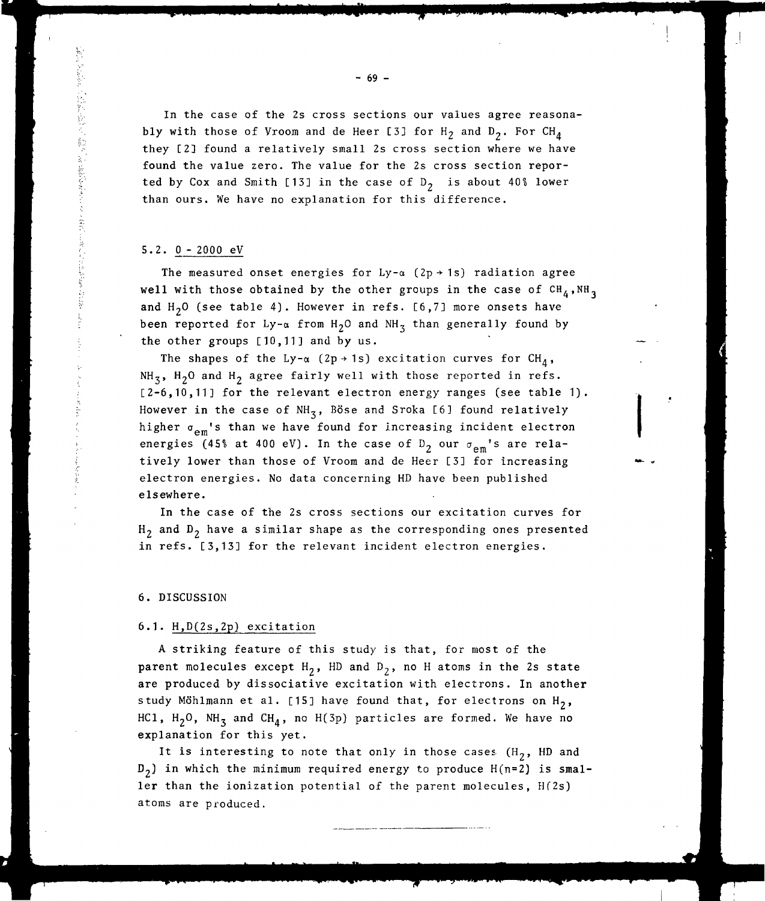In the case of the 2s cross sections our values agree reasonably with those of Vroom and de Heer [3] for $H_2$ and $D_2$. For $CH_4$ they [2] found a relatively small 2s cross section where we have found the value zero. The value for the 2s cross section reported by Cox and Smith [13] in the case of $D_2$ is about 40% lower than ours. We have no explanation for this difference.

### 5.2. 0 - 2000 eV

The measured onset energies for Ly-α (2p → 1s) radiation agree well with those obtained by the other groups in the case of $CH_4$, $NH_3$ and $H_2O$ (see table 4). However in refs. [6,7] more onsets have been reported for Ly-α from $H_2O$ and $NH_3$ than generally found by the other groups [10,11] and by us.

The shapes of the Ly-α (2p → 1s) excitation curves for $CH_4$, $NH_3$, $H_2O$ and $H_2$ agree fairly well with those reported in refs. [2-6,10,11] for the relevant electron energy ranges (see table 1). However in the case of $NH_3$, Böse and Sroka [6] found relatively higher $\sigma_{em}$'s than we have found for increasing incident electron energies (45% at 400 eV). In the case of $D_2$ our $\sigma_{em}$'s are relatively lower than those of Vroom and de Heer [3] for increasing electron energies. No data concerning HD have been published elsewhere.

In the case of the 2s cross sections our excitation curves for $H_2$ and $D_2$ have a similar shape as the corresponding ones presented in refs. [3,13] for the relevant incident electron energies.

## 6. DISCUSSION

### 6.1. H,D(2s,2p) excitation

A striking feature of this study is that, for most of the parent molecules except $H_2$, HD and $D_2$, no H atoms in the 2s state are produced by dissociative excitation with electrons. In another study Möhlmann et al. [15] have found that, for electrons on $H_2$, HCl, $H_2O$, $NH_3$ and $CH_4$, no H(3p) particles are formed. We have no explanation for this yet.

It is interesting to note that only in those cases ($H_2$, HD and $D_2$) in which the minimum required energy to produce H(n=2) is smaller than the ionization potential of the parent molecules, H(2s) atoms are produced.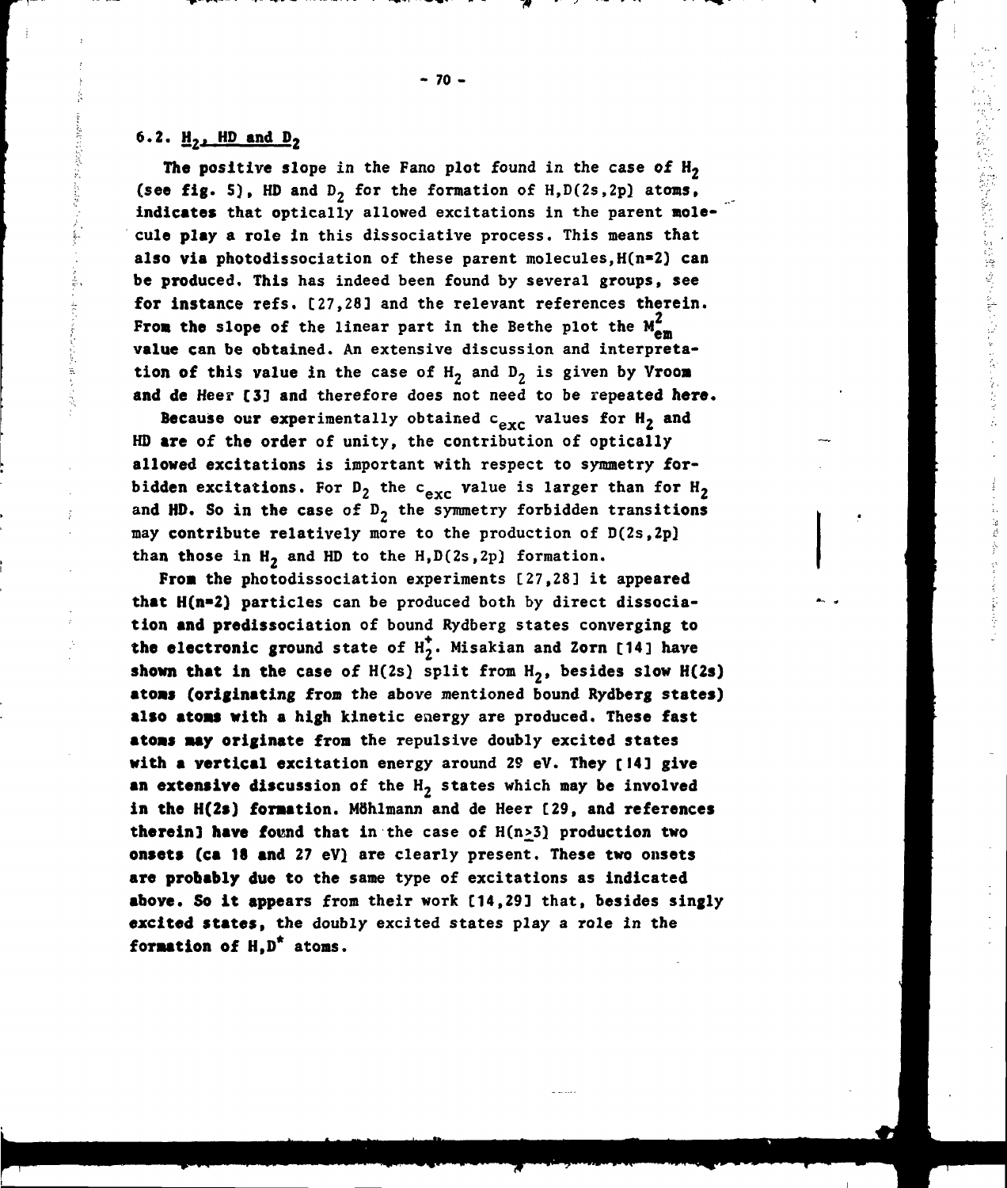## 6.2. $H_2$, HD and $D_2$

The positive slope in the Fano plot found in the case of $H_2$ (see fig. 5), HD and $D_2$ for the formation of H,D(2s,2p) atoms, indicates that optically allowed excitations in the parent molecule play a role in this dissociative process. This means that also via photodissociation of these parent molecules, H(n=2) can be produced. This has indeed been found by several groups, see for instance refs. [27,28] and the relevant references therein. From the slope of the linear part in the Bethe plot the $M^2_{em}$ value can be obtained. An extensive discussion and interpretation of this value in the case of $H_2$ and $D_2$ is given by Vroom and de Heer [3] and therefore does not need to be repeated here.

Because our experimentally obtained $c_{exc}$ values for $H_2$ and HD are of the order of unity, the contribution of optically allowed excitations is important with respect to symmetry forbidden excitations. For $D_2$ the $c_{exc}$ value is larger than for $H_2$ and HD. So in the case of $D_2$ the symmetry forbidden transitions may contribute relatively more to the production of D(2s,2p) than those in $H_2$ and HD to the H,D(2s,2p) formation.

From the photodissociation experiments [27,28] it appeared that H(n=2) particles can be produced both by direct dissociation and predissociation of bound Rydberg states converging to the electronic ground state of $H_2^+$. Misakian and Zorn [14] have shown that in the case of H(2s) split from $H_2$, besides slow H(2s) atoms (originating from the above mentioned bound Rydberg states) also atoms with a high kinetic energy are produced. These fast atoms may originate from the repulsive doubly excited states with a vertical excitation energy around 29 eV. They [14] give an extensive discussion of the $H_2$ states which may be involved in the H(2s) formation. Möhlmann and de Heer [29, and references therein] have found that in the case of H(n≥3) production two onsets (ca 18 and 27 eV) are clearly present. These two onsets are probably due to the same type of excitations as indicated above. So it appears from their work [14,29] that, besides singly excited states, the doubly excited states play a role in the formation of H,D* atoms.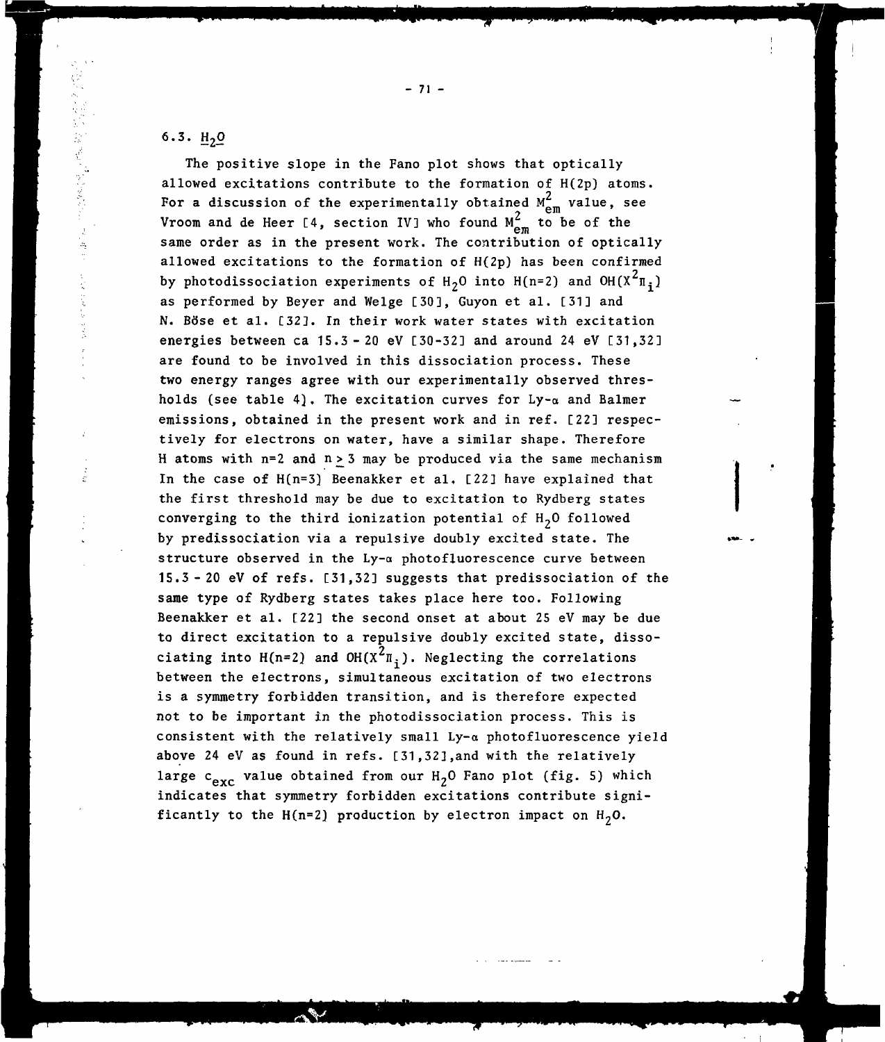### 6.3. $H_2O$

The positive slope in the Fano plot shows that optically allowed excitations contribute to the formation of H(2p) atoms. For a discussion of the experimentally obtained $M^2_{em}$ value, see Vroom and de Heer [4, section IV] who found $M^2_{em}$ to be of the same order as in the present work. The contribution of optically allowed excitations to the formation of H(2p) has been confirmed by photodissociation experiments of $H_2O$ into H(n=2) and $OH(X^2\Pi_i)$ as performed by Beyer and Welge [30], Guyon et al. [31] and N. Böse et al. [32]. In their work water states with excitation energies between ca 15.3 - 20 eV [30-32] and around 24 eV [31,32] are found to be involved in this dissociation process. These two energy ranges agree with our experimentally observed thresholds (see table 4). The excitation curves for Ly-α and Balmer emissions, obtained in the present work and in ref. [22] respectively for electrons on water, have a similar shape. Therefore H atoms with n=2 and $n \geq 3$ may be produced via the same mechanism In the case of H(n=3) Beenakker et al. [22] have explained that the first threshold may be due to excitation to Rydberg states converging to the third ionization potential of $H_2O$ followed by predissociation via a repulsive doubly excited state. The structure observed in the Ly-α photofluorescence curve between 15.3 - 20 eV of refs. [31,32] suggests that predissociation of the same type of Rydberg states takes place here too. Following Beenakker et al. [22] the second onset at about 25 eV may be due to direct excitation to a repulsive doubly excited state, dissociating into H(n=2) and $OH(X^2\Pi_i)$. Neglecting the correlations between the electrons, simultaneous excitation of two electrons is a symmetry forbidden transition, and is therefore expected not to be important in the photodissociation process. This is consistent with the relatively small Ly-α photofluorescence yield above 24 eV as found in refs. [31,32], and with the relatively large $c_{exc}$ value obtained from our $H_2O$ Fano plot (fig. 5) which indicates that symmetry forbidden excitations contribute significantly to the H(n=2) production by electron impact on $H_2O$.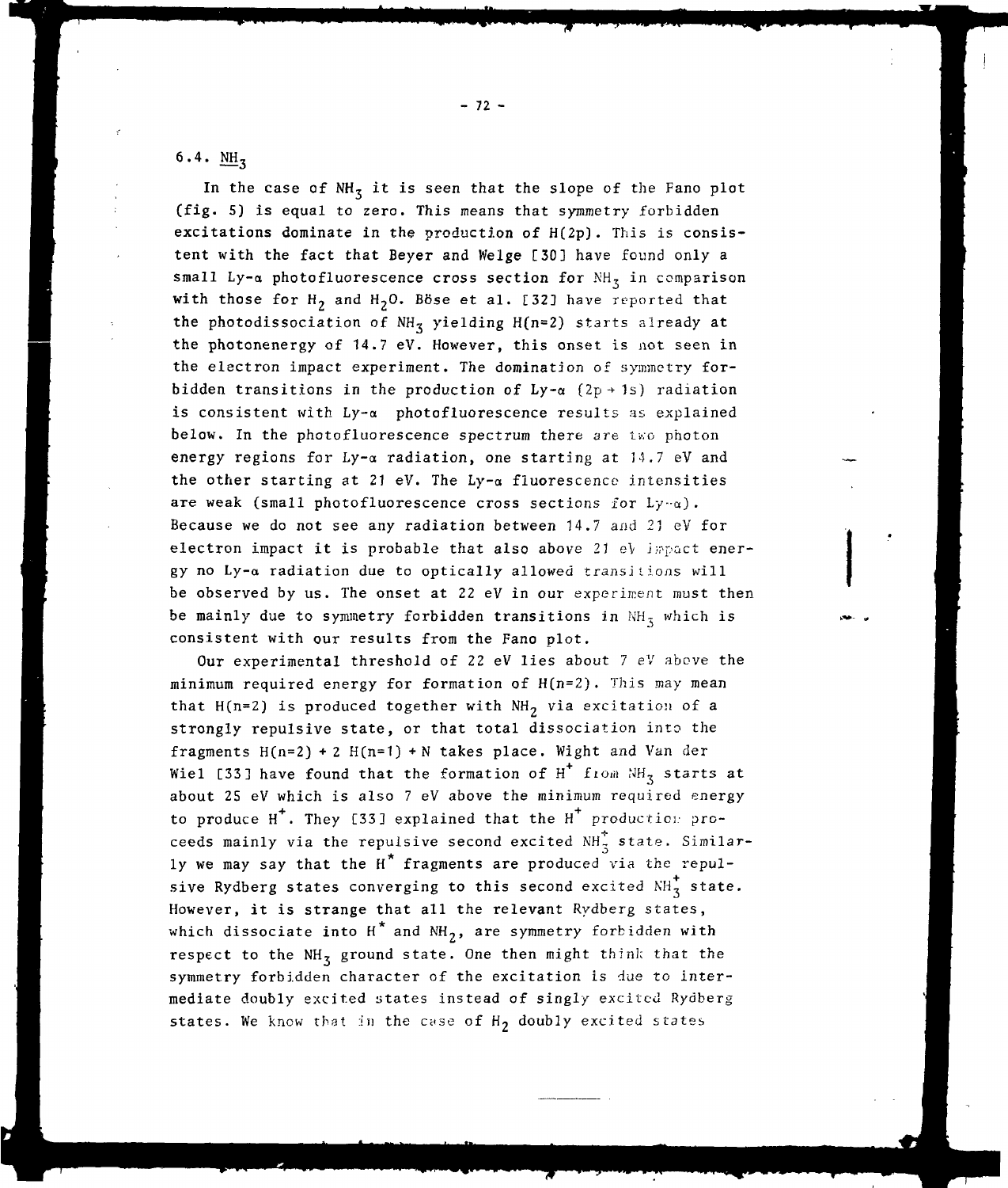## 6.4. $NH_3$

In the case of $NH_3$ it is seen that the slope of the Fano plot (fig. 5) is equal to zero. This means that symmetry forbidden excitations dominate in the production of H(2p). This is consistent with the fact that Beyer and Welge [30] have found only a small Ly-α photofluorescence cross section for $NH_3$ in comparison with those for $H_2$ and $H_2O$. Böse et al. [32] have reported that the photodissociation of $NH_3$ yielding H(n=2) starts already at the photonenergy of 14.7 eV. However, this onset is not seen in the electron impact experiment. The domination of symmetry forbidden transitions in the production of Ly-α (2p → 1s) radiation is consistent with Ly-α photofluorescence results as explained below. In the photofluorescence spectrum there are two photon energy regions for Ly-α radiation, one starting at 14.7 eV and the other starting at 21 eV. The Ly-α fluorescence intensities are weak (small photofluorescence cross sections for Ly-α). Because we do not see any radiation between 14.7 and 21 eV for electron impact it is probable that also above 21 eV impact energy no Ly-α radiation due to optically allowed transitions will be observed by us. The onset at 22 eV in our experiment must then be mainly due to symmetry forbidden transitions in $NH_3$ which is consistent with our results from the Fano plot.

Our experimental threshold of 22 eV lies about 7 eV above the minimum required energy for formation of H(n=2). This may mean that H(n=2) is produced together with $NH_2$ via excitation of a strongly repulsive state, or that total dissociation into the fragments H(n=2) + 2 H(n=1) + N takes place. Wight and Van der Wiel [33] have found that the formation of $H^+$ from $NH_3$ starts at about 25 eV which is also 7 eV above the minimum required energy to produce $H^+$. They [33] explained that the $H^+$ production proceeds mainly via the repulsive second excited $NH_3^+$ state. Similarly we may say that the $H^*$ fragments are produced via the repulsive Rydberg states converging to this second excited $NH_3^+$ state. However, it is strange that all the relevant Rydberg states, which dissociate into $H^*$ and $NH_2$, are symmetry forbidden with respect to the $NH_3$ ground state. One then might think that the symmetry forbidden character of the excitation is due to intermediate doubly excited states instead of singly excited Rydberg states. We know that in the case of $H_2$ doubly excited states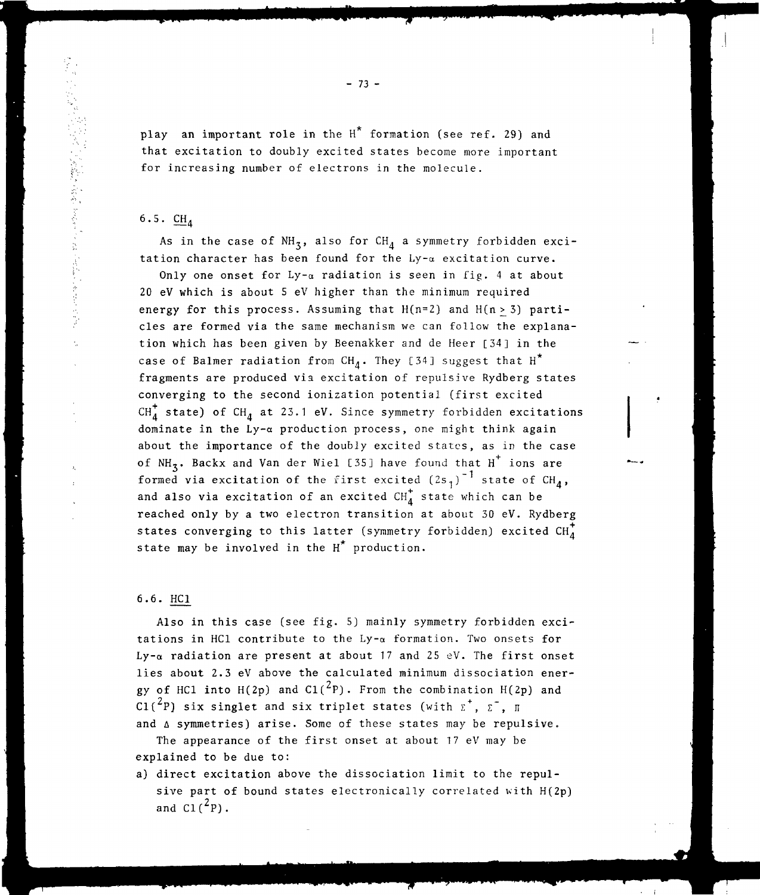play an important role in the $H^*$ formation (see ref. 29) and that excitation to doubly excited states become more important for increasing number of electrons in the molecule.

## 6.5. $CH_4$

As in the case of $NH_3$, also for $CH_4$ a symmetry forbidden excitation character has been found for the Ly-$\alpha$ excitation curve.

Only one onset for Ly-$\alpha$ radiation is seen in fig. 4 at about 20 eV which is about 5 eV higher than the minimum required energy for this process. Assuming that H(n=2) and H(n $\geq$ 3) particles are formed via the same mechanism we can follow the explanation which has been given by Beenakker and de Heer [34] in the case of Balmer radiation from $CH_4$. They [34] suggest that $H^*$ fragments are produced via excitation of repulsive Rydberg states converging to the second ionization potential (first excited $CH_4^+$ state) of $CH_4$ at 23.1 eV. Since symmetry forbidden excitations dominate in the Ly-$\alpha$ production process, one might think again about the importance of the doubly excited states, as in the case of $NH_3$. Backx and Van der Wiel [35] have found that $H^+$ ions are formed via excitation of the first excited $(2s_1)^{-1}$ state of $CH_4$, and also via excitation of an excited $CH_4^+$ state which can be reached only by a two electron transition at about 30 eV. Rydberg states converging to this latter (symmetry forbidden) excited $CH_4^+$ state may be involved in the $H^*$ production.

## 6.6. HCl

Also in this case (see fig. 5) mainly symmetry forbidden excitations in HCl contribute to the Ly-$\alpha$ formation. Two onsets for Ly-$\alpha$ radiation are present at about 17 and 25 eV. The first onset lies about 2.3 eV above the calculated minimum dissociation energy of HCl into H(2p) and Cl($^2$P). From the combination H(2p) and Cl($^2$P) six singlet and six triplet states (with $\Sigma^+$, $\Sigma^-$, $\Pi$ and $\Delta$ symmetries) arise. Some of these states may be repulsive.

The appearance of the first onset at about 17 eV may be explained to be due to:

a) direct excitation above the dissociation limit to the repulsive part of bound states electronically correlated with H(2p) and Cl($^2$P).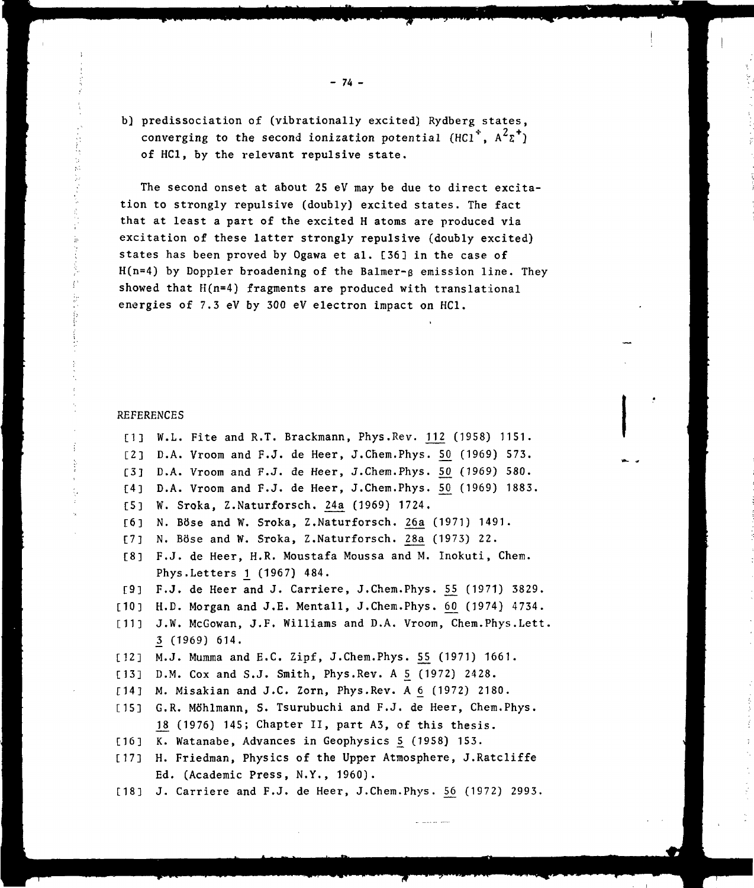b) predissociation of (vibrationally excited) Rydberg states, converging to the second ionization potential ($HCl^+$, $A^2\Sigma^+$) of HCl, by the relevant repulsive state.

The second onset at about 25 eV may be due to direct excitation to strongly repulsive (doubly) excited states. The fact that at least a part of the excited H atoms are produced via excitation of these latter strongly repulsive (doubly excited) states has been proved by Ogawa et al. [36] in the case of H(n=4) by Doppler broadening of the Balmer-$\beta$ emission line. They showed that H(n=4) fragments are produced with translational energies of 7.3 eV by 300 eV electron impact on HCl.

## REFERENCES

[1] W.L. Fite and R.T. Brackmann, Phys.Rev. 112 (1958) 1151.

[2] D.A. Vroom and F.J. de Heer, J.Chem.Phys. 50 (1969) 573.

[3] D.A. Vroom and F.J. de Heer, J.Chem.Phys. 50 (1969) 580.

[4] D.A. Vroom and F.J. de Heer, J.Chem.Phys. 50 (1969) 1883.

[5] W. Sroka, Z.Naturforsch. 24a (1969) 1724.

[6] N. Böse and W. Sroka, Z.Naturforsch. 26a (1971) 1491.

[7] N. Böse and W. Sroka, Z.Naturforsch. 28a (1973) 22.

[8] F.J. de Heer, H.R. Moustafa Moussa and M. Inokuti, Chem. Phys.Letters 1 (1967) 484.

[9] F.J. de Heer and J. Carriere, J.Chem.Phys. 55 (1971) 3829.

[10] H.D. Morgan and J.E. Mentall, J.Chem.Phys. 60 (1974) 4734.

[11] J.W. McGowan, J.F. Williams and D.A. Vroom, Chem.Phys.Lett. 3 (1969) 614.

[12] M.J. Mumma and E.C. Zipf, J.Chem.Phys. 55 (1971) 1661.

[13] D.M. Cox and S.J. Smith, Phys.Rev. A 5 (1972) 2428.

[14] M. Misakian and J.C. Zorn, Phys.Rev. A 6 (1972) 2180.

[15] G.R. Möhlmann, S. Tsurubuchi and F.J. de Heer, Chem.Phys. 18 (1976) 145; Chapter II, part A3, of this thesis.

[16] K. Watanabe, Advances in Geophysics 5 (1958) 153.

[17] H. Friedman, Physics of the Upper Atmosphere, J.Ratcliffe Ed. (Academic Press, N.Y., 1960).

[18] J. Carriere and F.J. de Heer, J.Chem.Phys. 56 (1972) 2993.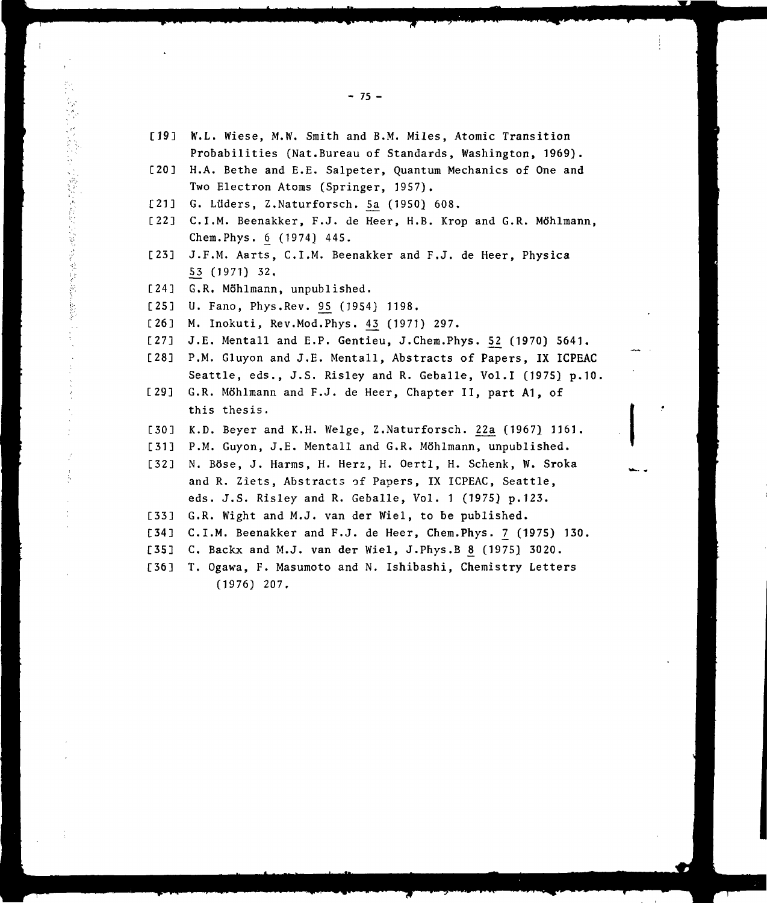[19] W.L. Wiese, M.W. Smith and B.M. Miles, Atomic Transition Probabilities (Nat.Bureau of Standards, Washington, 1969).

[20] H.A. Bethe and E.E. Salpeter, Quantum Mechanics of One and Two Electron Atoms (Springer, 1957).

[21] G. Lüders, Z.Naturforsch. 5a (1950) 608.

[22] C.I.M. Beenakker, F.J. de Heer, H.B. Krop and G.R. Möhlmann, Chem.Phys. 6 (1974) 445.

[23] J.F.M. Aarts, C.I.M. Beenakker and F.J. de Heer, Physica 53 (1971) 32.

[24] G.R. Möhlmann, unpublished.

[25] U. Fano, Phys.Rev. 95 (1954) 1198.

[26] M. Inokuti, Rev.Mod.Phys. 43 (1971) 297.

[27] J.E. Mentall and E.P. Gentieu, J.Chem.Phys. 52 (1970) 5641.

[28] P.M. Gluyon and J.E. Mentall, Abstracts of Papers, IX ICPEAC Seattle, eds., J.S. Risley and R. Geballe, Vol.I (1975) p.10.

[29] G.R. Möhlmann and F.J. de Heer, Chapter II, part A1, of this thesis.

[30] K.D. Beyer and K.H. Welge, Z.Naturforsch. 22a (1967) 1161.

[31] P.M. Guyon, J.E. Mentall and G.R. Möhlmann, unpublished.

[32] N. Böse, J. Harms, H. Herz, H. Oertl, H. Schenk, W. Sroka and R. Ziets, Abstracts of Papers, IX ICPEAC, Seattle, eds. J.S. Risley and R. Geballe, Vol. 1 (1975) p.123.

[33] G.R. Wight and M.J. van der Wiel, to be published.

[34] C.I.M. Beenakker and F.J. de Heer, Chem.Phys. 7 (1975) 130.

[35] C. Backx and M.J. van der Wiel, J.Phys.B 8 (1975) 3020.

[36] T. Ogawa, F. Masumoto and N. Ishibashi, Chemistry Letters (1976) 207.